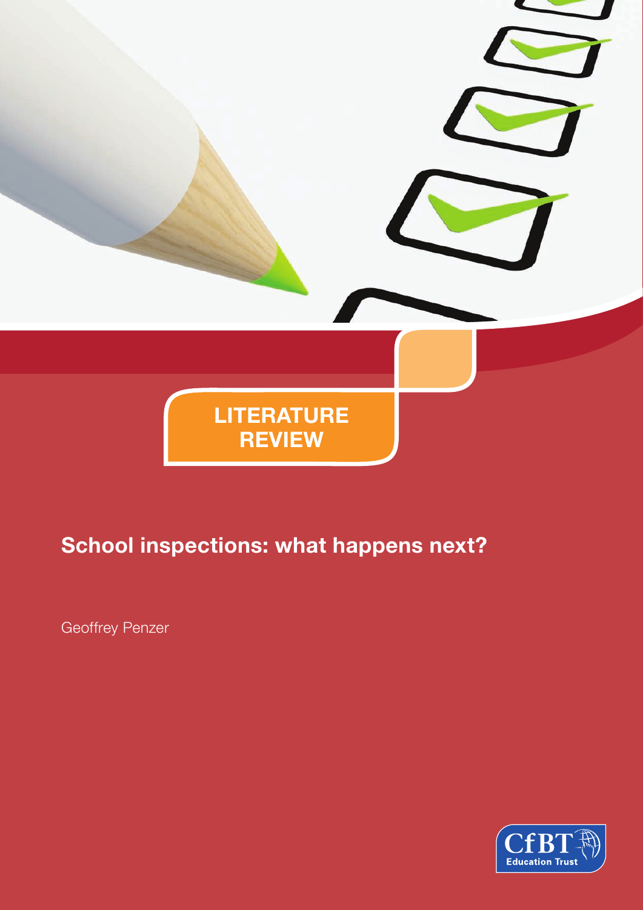LITERATURE REVIEW

# School inspections: what happens next?

Geoffrey Penzer

CfBT Education Trust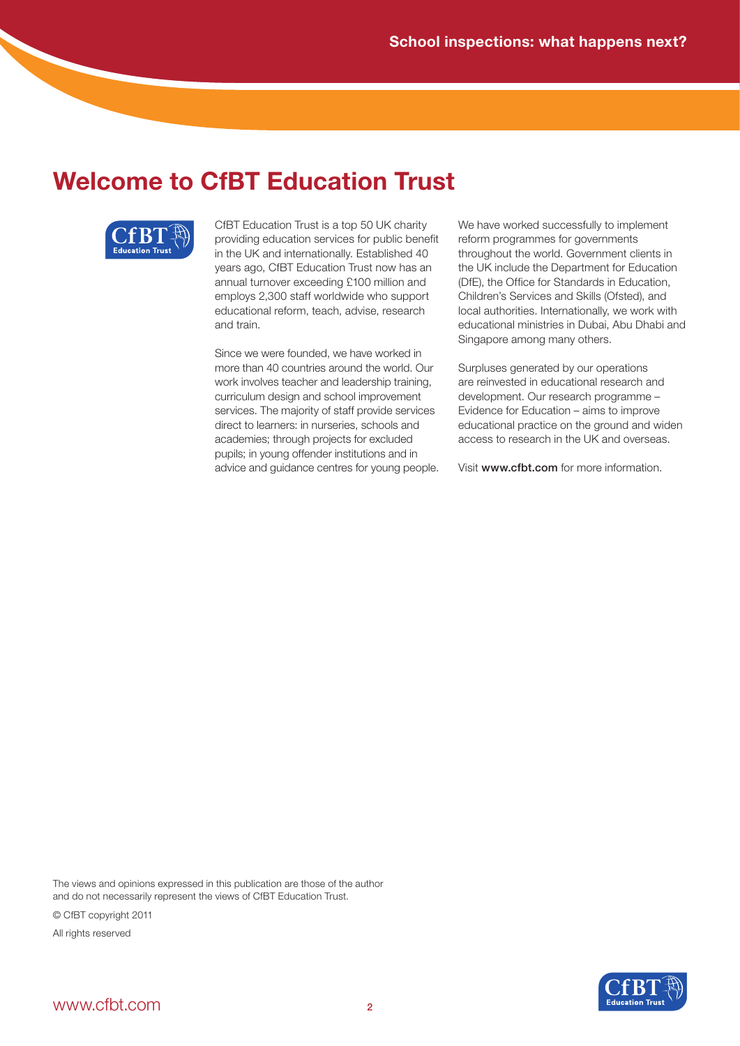# Welcome to CfBT Education Trust

CfBT Education Trust is a top 50 UK charity providing education services for public benefit in the UK and internationally. Established 40 years ago, CfBT Education Trust now has an annual turnover exceeding £100 million and employs 2,300 staff worldwide who support educational reform, teach, advise, research and train.

Since we were founded, we have worked in more than 40 countries around the world. Our work involves teacher and leadership training, curriculum design and school improvement services. The majority of staff provide services direct to learners: in nurseries, schools and academies; through projects for excluded pupils; in young offender institutions and in advice and guidance centres for young people.

We have worked successfully to implement reform programmes for governments throughout the world. Government clients in the UK include the Department for Education (DfE), the Office for Standards in Education, Children's Services and Skills (Ofsted), and local authorities. Internationally, we work with educational ministries in Dubai, Abu Dhabi and Singapore among many others.

Surpluses generated by our operations are reinvested in educational research and development. Our research programme – Evidence for Education – aims to improve educational practice on the ground and widen access to research in the UK and overseas.

Visit **www.cfbt.com** for more information.

The views and opinions expressed in this publication are those of the author and do not necessarily represent the views of CfBT Education Trust.

© CfBT copyright 2011

All rights reserved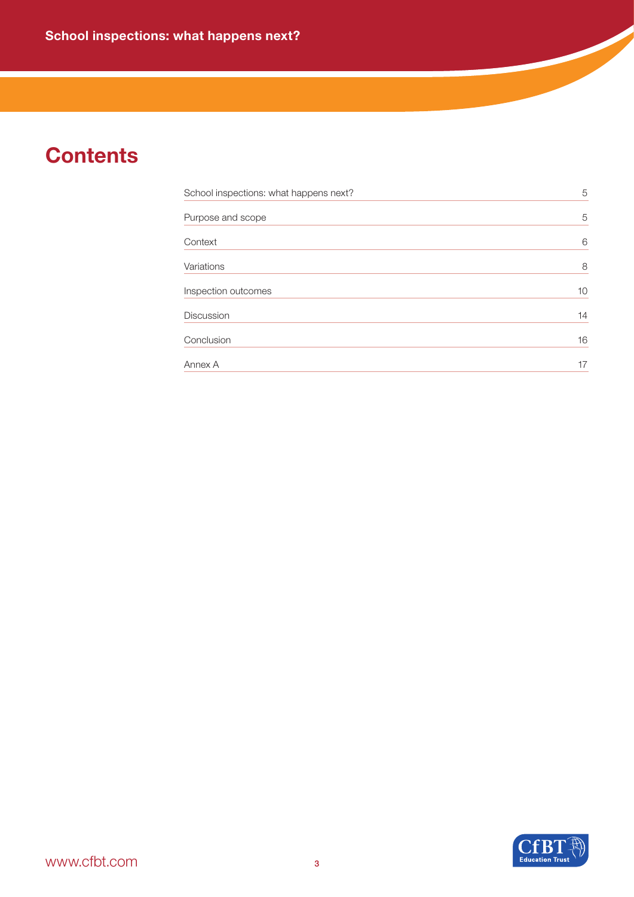# Contents

| | |
|---|---|
| School inspections: what happens next? | 5 |
| Purpose and scope | 5 |
| Context | 6 |
| Variations | 8 |
| Inspection outcomes | 10 |
| Discussion | 14 |
| Conclusion | 16 |
| Annex A | 17 |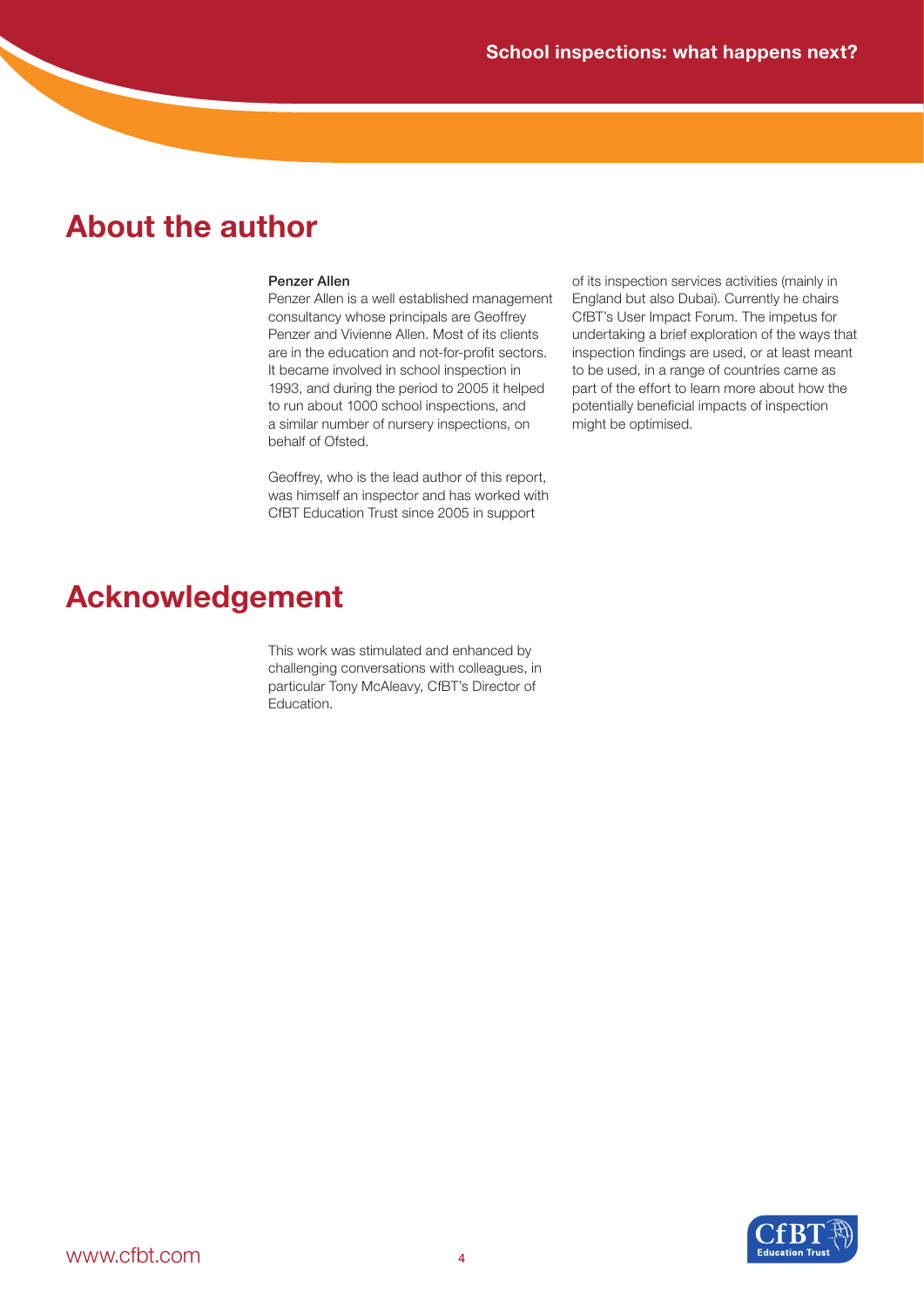## About the author

**Penzer Allen**

Penzer Allen is a well established management consultancy whose principals are Geoffrey Penzer and Vivienne Allen. Most of its clients are in the education and not-for-profit sectors. It became involved in school inspection in 1993, and during the period to 2005 it helped to run about 1000 school inspections, and a similar number of nursery inspections, on behalf of Ofsted.

Geoffrey, who is the lead author of this report, was himself an inspector and has worked with CfBT Education Trust since 2005 in support of its inspection services activities (mainly in England but also Dubai). Currently he chairs CfBT's User Impact Forum. The impetus for undertaking a brief exploration of the ways that inspection findings are used, or at least meant to be used, in a range of countries came as part of the effort to learn more about how the potentially beneficial impacts of inspection might be optimised.

## Acknowledgement

This work was stimulated and enhanced by challenging conversations with colleagues, in particular Tony McAleavy, CfBT's Director of Education.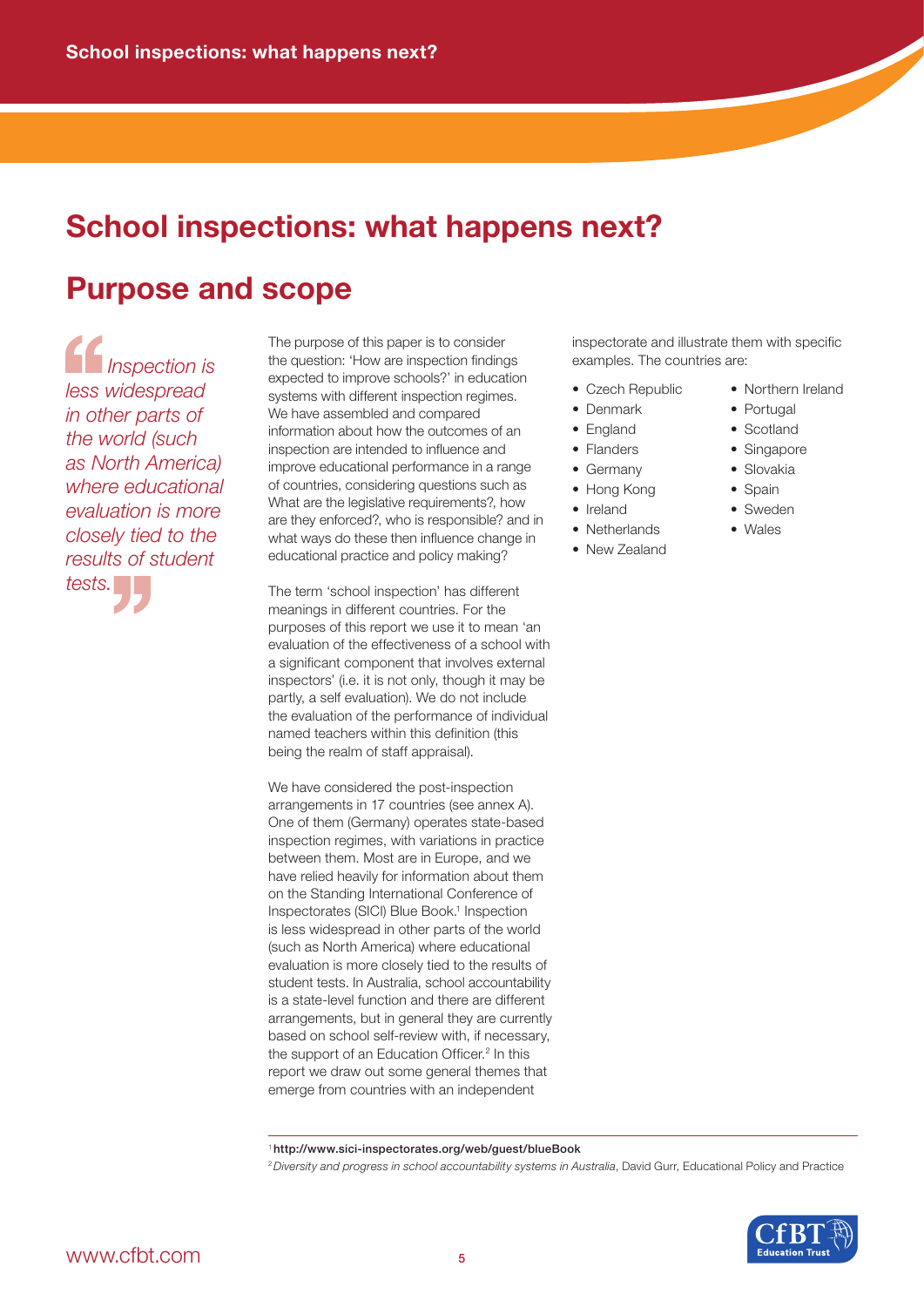# School inspections: what happens next?

## Purpose and scope

> *Inspection is less widespread in other parts of the world (such as North America) where educational evaluation is more closely tied to the results of student tests.*

The purpose of this paper is to consider the question: 'How are inspection findings expected to improve schools?' in education systems with different inspection regimes. We have assembled and compared information about how the outcomes of an inspection are intended to influence and improve educational performance in a range of countries, considering questions such as What are the legislative requirements?, how are they enforced?, who is responsible? and in what ways do these then influence change in educational practice and policy making?

The term 'school inspection' has different meanings in different countries. For the purposes of this report we use it to mean 'an evaluation of the effectiveness of a school with a significant component that involves external inspectors' (i.e. it is not only, though it may be partly, a self evaluation). We do not include the evaluation of the performance of individual named teachers within this definition (this being the realm of staff appraisal).

We have considered the post-inspection arrangements in 17 countries (see annex A). One of them (Germany) operates state-based inspection regimes, with variations in practice between them. Most are in Europe, and we have relied heavily for information about them on the Standing International Conference of Inspectorates (SICI) Blue Book.[1] Inspection is less widespread in other parts of the world (such as North America) where educational evaluation is more closely tied to the results of student tests. In Australia, school accountability is a state-level function and there are different arrangements, but in general they are currently based on school self-review with, if necessary, the support of an Education Officer.[2] In this report we draw out some general themes that emerge from countries with an independent inspectorate and illustrate them with specific examples. The countries are:

- Czech Republic
- Denmark
- England
- Flanders
- Germany
- Hong Kong
- Ireland
- Netherlands
- New Zealand
- Northern Ireland
- Portugal
- Scotland
- Singapore
- Slovakia
- Spain
- Sweden
- Wales

---

[1] http://www.sici-inspectorates.org/web/guest/blueBook

[2] *Diversity and progress in school accountability systems in Australia*, David Gurr, Educational Policy and Practice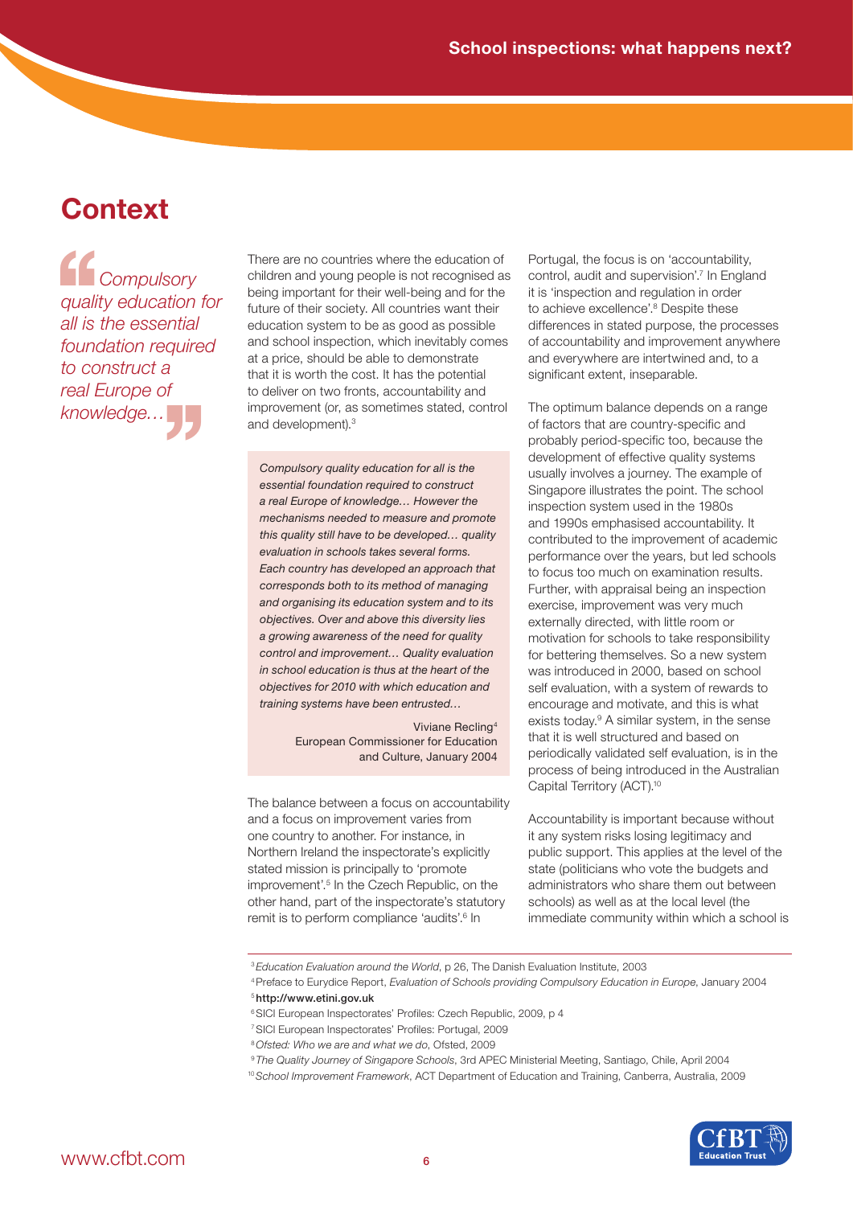## Context

> *Compulsory quality education for all is the essential foundation required to construct a real Europe of knowledge…*

There are no countries where the education of children and young people is not recognised as being important for their well-being and for the future of their society. All countries want their education system to be as good as possible and school inspection, which inevitably comes at a price, should be able to demonstrate that it is worth the cost. It has the potential to deliver on two fronts, accountability and improvement (or, as sometimes stated, control and development).[3]

> *Compulsory quality education for all is the essential foundation required to construct a real Europe of knowledge… However the mechanisms needed to measure and promote this quality still have to be developed… quality evaluation in schools takes several forms. Each country has developed an approach that corresponds both to its method of managing and organising its education system and to its objectives. Over and above this diversity lies a growing awareness of the need for quality control and improvement… Quality evaluation in school education is thus at the heart of the objectives for 2010 with which education and training systems have been entrusted…*
>
> Viviane Recling[4]
> European Commissioner for Education and Culture, January 2004

The balance between a focus on accountability and a focus on improvement varies from one country to another. For instance, in Northern Ireland the inspectorate's explicitly stated mission is principally to 'promote improvement'.[5] In the Czech Republic, on the other hand, part of the inspectorate's statutory remit is to perform compliance 'audits'.[6] In Portugal, the focus is on 'accountability, control, audit and supervision'.[7] In England it is 'inspection and regulation in order to achieve excellence'.[8] Despite these differences in stated purpose, the processes of accountability and improvement anywhere and everywhere are intertwined and, to a significant extent, inseparable.

The optimum balance depends on a range of factors that are country-specific and probably period-specific too, because the development of effective quality systems usually involves a journey. The example of Singapore illustrates the point. The school inspection system used in the 1980s and 1990s emphasised accountability. It contributed to the improvement of academic performance over the years, but led schools to focus too much on examination results. Further, with appraisal being an inspection exercise, improvement was very much externally directed, with little room or motivation for schools to take responsibility for bettering themselves. So a new system was introduced in 2000, based on school self evaluation, with a system of rewards to encourage and motivate, and this is what exists today.[9] A similar system, in the sense that it is well structured and based on periodically validated self evaluation, is in the process of being introduced in the Australian Capital Territory (ACT).[10]

Accountability is important because without it any system risks losing legitimacy and public support. This applies at the level of the state (politicians who vote the budgets and administrators who share them out between schools) as well as at the local level (the immediate community within which a school is

---

[3] *Education Evaluation around the World*, p 26, The Danish Evaluation Institute, 2003

[4] Preface to Eurydice Report, *Evaluation of Schools providing Compulsory Education in Europe*, January 2004

[5] **http://www.etini.gov.uk**

[6] SICI European Inspectorates' Profiles: Czech Republic, 2009, p 4

[7] SICI European Inspectorates' Profiles: Portugal, 2009

[8] *Ofsted: Who we are and what we do*, Ofsted, 2009

[9] *The Quality Journey of Singapore Schools*, 3rd APEC Ministerial Meeting, Santiago, Chile, April 2004

[10] *School Improvement Framework*, ACT Department of Education and Training, Canberra, Australia, 2009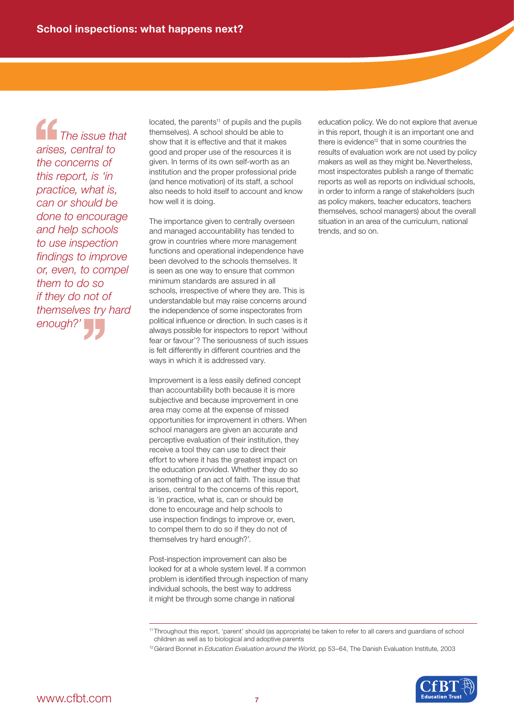> *'The issue that arises, central to the concerns of this report, is 'in practice, what is, can or should be done to encourage and help schools to use inspection findings to improve or, even, to compel them to do so if they do not of themselves try hard enough?'*

located, the parents[11] of pupils and the pupils themselves). A school should be able to show that it is effective and that it makes good and proper use of the resources it is given. In terms of its own self-worth as an institution and the proper professional pride (and hence motivation) of its staff, a school also needs to hold itself to account and know how well it is doing.

The importance given to centrally overseen and managed accountability has tended to grow in countries where more management functions and operational independence have been devolved to the schools themselves. It is seen as one way to ensure that common minimum standards are assured in all schools, irrespective of where they are. This is understandable but may raise concerns around the independence of some inspectorates from political influence or direction. In such cases is it always possible for inspectors to report 'without fear or favour'? The seriousness of such issues is felt differently in different countries and the ways in which it is addressed vary.

Improvement is a less easily defined concept than accountability both because it is more subjective and because improvement in one area may come at the expense of missed opportunities for improvement in others. When school managers are given an accurate and perceptive evaluation of their institution, they receive a tool they can use to direct their effort to where it has the greatest impact on the education provided. Whether they do so is something of an act of faith. The issue that arises, central to the concerns of this report, is 'in practice, what is, can or should be done to encourage and help schools to use inspection findings to improve or, even, to compel them to do so if they do not of themselves try hard enough?'.

Post-inspection improvement can also be looked for at a whole system level. If a common problem is identified through inspection of many individual schools, the best way to address it might be through some change in national education policy. We do not explore that avenue in this report, though it is an important one and there is evidence[12] that in some countries the results of evaluation work are not used by policy makers as well as they might be. Nevertheless, most inspectorates publish a range of thematic reports as well as reports on individual schools, in order to inform a range of stakeholders (such as policy makers, teacher educators, teachers themselves, school managers) about the overall situation in an area of the curriculum, national trends, and so on.

---

[11] Throughout this report, 'parent' should (as appropriate) be taken to refer to all carers and guardians of school children as well as to biological and adoptive parents

[12] Gérard Bonnet in *Education Evaluation around the World*, pp 53–64, The Danish Evaluation Institute, 2003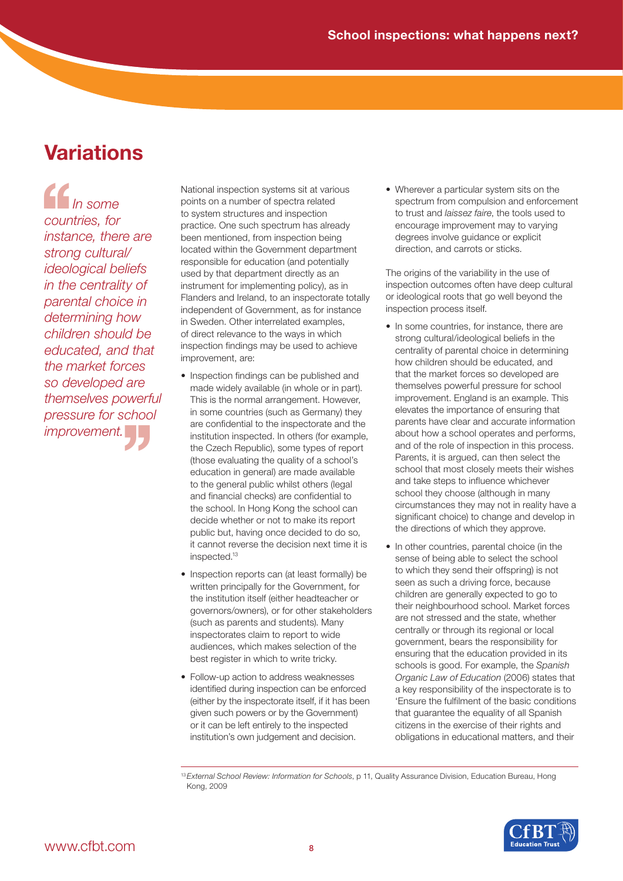## Variations

> *In some countries, for instance, there are strong cultural/ideological beliefs in the centrality of parental choice in determining how children should be educated, and that the market forces so developed are themselves powerful pressure for school improvement.*

National inspection systems sit at various points on a number of spectra related to system structures and inspection practice. One such spectrum has already been mentioned, from inspection being located within the Government department responsible for education (and potentially used by that department directly as an instrument for implementing policy), as in Flanders and Ireland, to an inspectorate totally independent of Government, as for instance in Sweden. Other interrelated examples, of direct relevance to the ways in which inspection findings may be used to achieve improvement, are:

- Inspection findings can be published and made widely available (in whole or in part). This is the normal arrangement. However, in some countries (such as Germany) they are confidential to the inspectorate and the institution inspected. In others (for example, the Czech Republic), some types of report (those evaluating the quality of a school's education in general) are made available to the general public whilst others (legal and financial checks) are confidential to the school. In Hong Kong the school can decide whether or not to make its report public but, having once decided to do so, it cannot reverse the decision next time it is inspected.[13]
- Inspection reports can (at least formally) be written principally for the Government, for the institution itself (either headteacher or governors/owners), or for other stakeholders (such as parents and students). Many inspectorates claim to report to wide audiences, which makes selection of the best register in which to write tricky.
- Follow-up action to address weaknesses identified during inspection can be enforced (either by the inspectorate itself, if it has been given such powers or by the Government) or it can be left entirely to the inspected institution's own judgement and decision.
- Wherever a particular system sits on the spectrum from compulsion and enforcement to trust and *laissez faire*, the tools used to encourage improvement may to varying degrees involve guidance or explicit direction, and carrots or sticks.

The origins of the variability in the use of inspection outcomes often have deep cultural or ideological roots that go well beyond the inspection process itself.

- In some countries, for instance, there are strong cultural/ideological beliefs in the centrality of parental choice in determining how children should be educated, and that the market forces so developed are themselves powerful pressure for school improvement. England is an example. This elevates the importance of ensuring that parents have clear and accurate information about how a school operates and performs, and of the role of inspection in this process. Parents, it is argued, can then select the school that most closely meets their wishes and take steps to influence whichever school they choose (although in many circumstances they may not in reality have a significant choice) to change and develop in the directions of which they approve.
- In other countries, parental choice (in the sense of being able to select the school to which they send their offspring) is not seen as such a driving force, because children are generally expected to go to their neighbourhood school. Market forces are not stressed and the state, whether centrally or through its regional or local government, bears the responsibility for ensuring that the education provided in its schools is good. For example, the *Spanish Organic Law of Education* (2006) states that a key responsibility of the inspectorate is to 'Ensure the fulfilment of the basic conditions that guarantee the equality of all Spanish citizens in the exercise of their rights and obligations in educational matters, and their

[13] *External School Review: Information for Schools*, p 11, Quality Assurance Division, Education Bureau, Hong Kong, 2009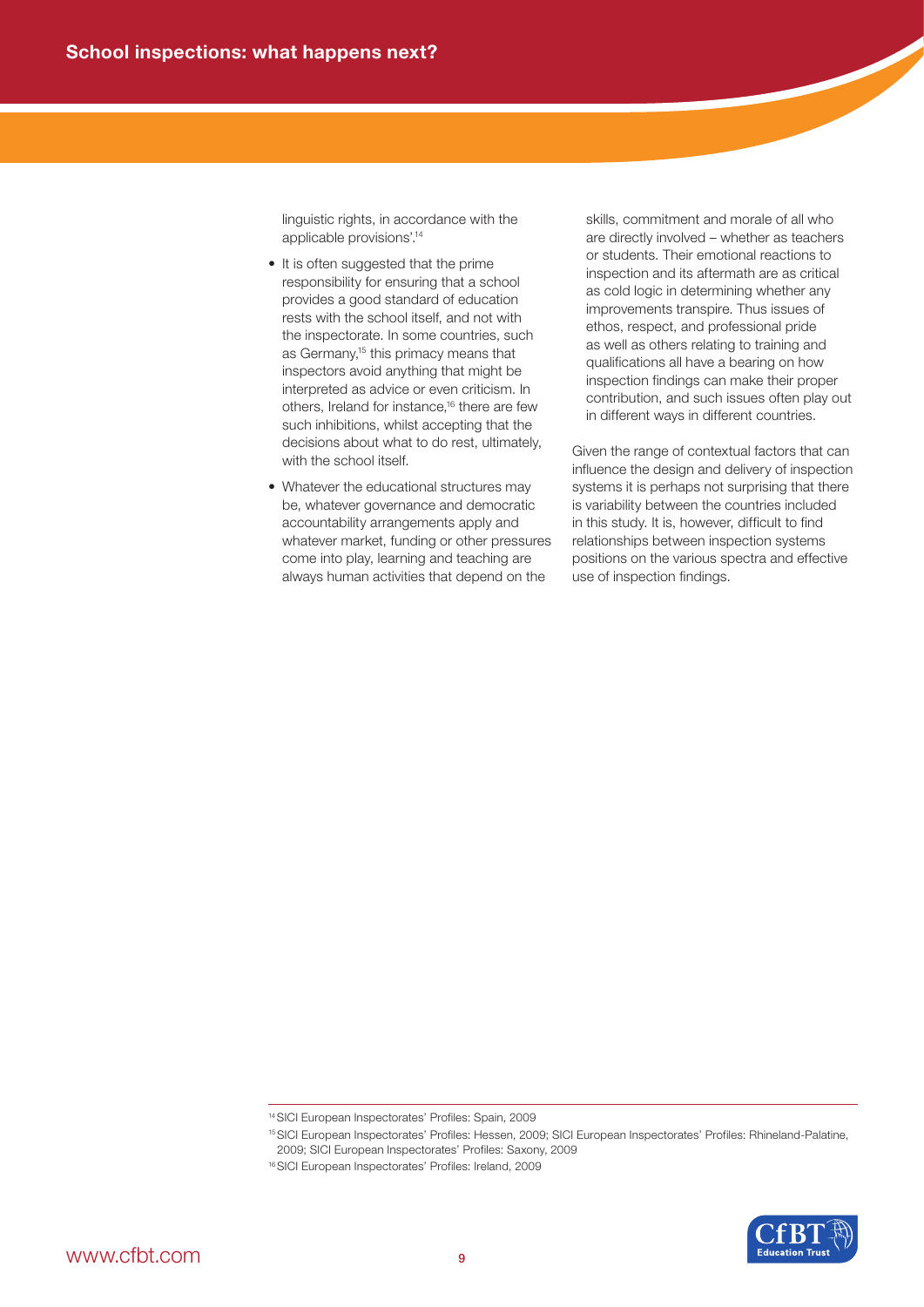linguistic rights, in accordance with the applicable provisions'.[14]

- It is often suggested that the prime responsibility for ensuring that a school provides a good standard of education rests with the school itself, and not with the inspectorate. In some countries, such as Germany,[15] this primacy means that inspectors avoid anything that might be interpreted as advice or even criticism. In others, Ireland for instance,[16] there are few such inhibitions, whilst accepting that the decisions about what to do rest, ultimately, with the school itself.
- Whatever the educational structures may be, whatever governance and democratic accountability arrangements apply and whatever market, funding or other pressures come into play, learning and teaching are always human activities that depend on the skills, commitment and morale of all who are directly involved – whether as teachers or students. Their emotional reactions to inspection and its aftermath are as critical as cold logic in determining whether any improvements transpire. Thus issues of ethos, respect, and professional pride as well as others relating to training and qualifications all have a bearing on how inspection findings can make their proper contribution, and such issues often play out in different ways in different countries.

Given the range of contextual factors that can influence the design and delivery of inspection systems it is perhaps not surprising that there is variability between the countries included in this study. It is, however, difficult to find relationships between inspection systems positions on the various spectra and effective use of inspection findings.

---

[14] SICI European Inspectorates' Profiles: Spain, 2009

[15] SICI European Inspectorates' Profiles: Hessen, 2009; SICI European Inspectorates' Profiles: Rhineland-Palatine, 2009; SICI European Inspectorates' Profiles: Saxony, 2009

[16] SICI European Inspectorates' Profiles: Ireland, 2009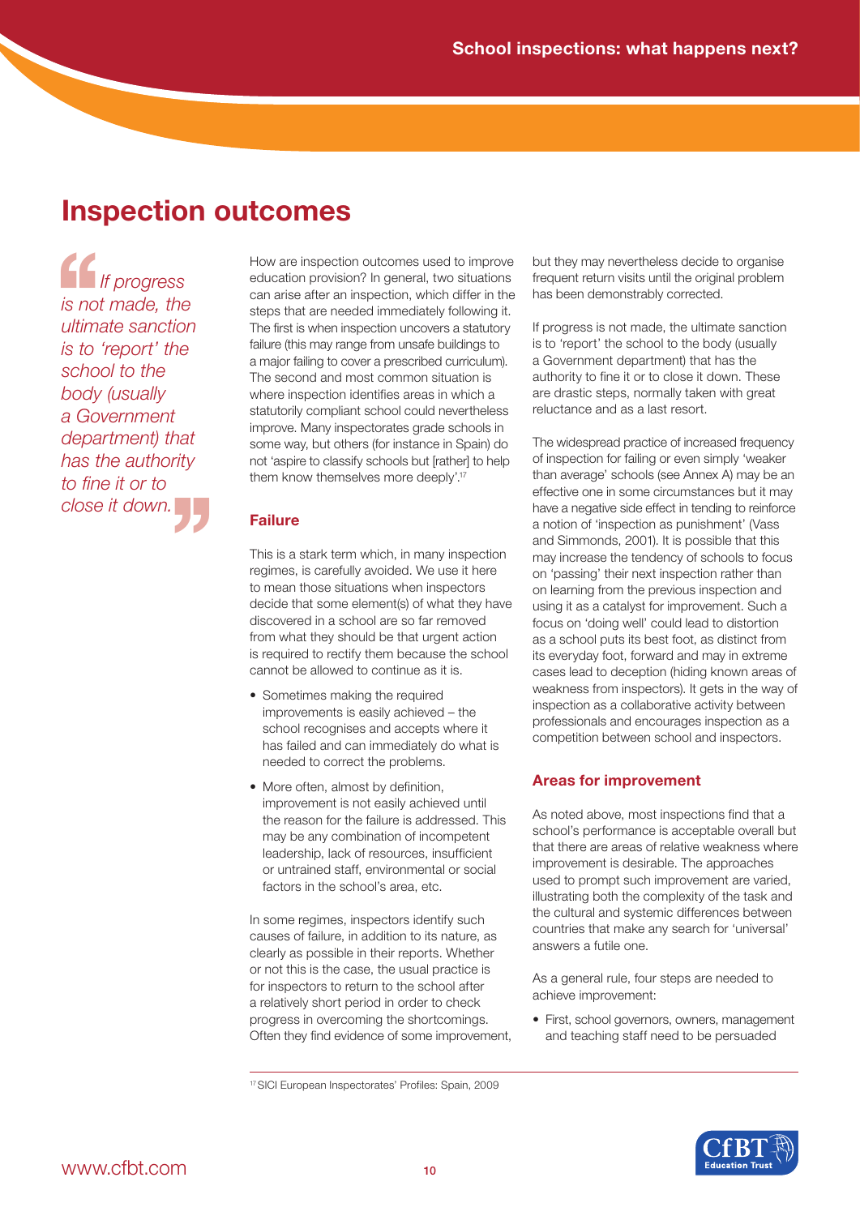# Inspection outcomes

> *If progress is not made, the ultimate sanction is to 'report' the school to the body (usually a Government department) that has the authority to fine it or to close it down.*

How are inspection outcomes used to improve education provision? In general, two situations can arise after an inspection, which differ in the steps that are needed immediately following it. The first is when inspection uncovers a statutory failure (this may range from unsafe buildings to a major failing to cover a prescribed curriculum). The second and most common situation is where inspection identifies areas in which a statutorily compliant school could nevertheless improve. Many inspectorates grade schools in some way, but others (for instance in Spain) do not 'aspire to classify schools but [rather] to help them know themselves more deeply'.[17]

## Failure

This is a stark term which, in many inspection regimes, is carefully avoided. We use it here to mean those situations when inspectors decide that some element(s) of what they have discovered in a school are so far removed from what they should be that urgent action is required to rectify them because the school cannot be allowed to continue as it is.

- Sometimes making the required improvements is easily achieved – the school recognises and accepts where it has failed and can immediately do what is needed to correct the problems.
- More often, almost by definition, improvement is not easily achieved until the reason for the failure is addressed. This may be any combination of incompetent leadership, lack of resources, insufficient or untrained staff, environmental or social factors in the school's area, etc.

In some regimes, inspectors identify such causes of failure, in addition to its nature, as clearly as possible in their reports. Whether or not this is the case, the usual practice is for inspectors to return to the school after a relatively short period in order to check progress in overcoming the shortcomings. Often they find evidence of some improvement, but they may nevertheless decide to organise frequent return visits until the original problem has been demonstrably corrected.

If progress is not made, the ultimate sanction is to 'report' the school to the body (usually a Government department) that has the authority to fine it or to close it down. These are drastic steps, normally taken with great reluctance and as a last resort.

The widespread practice of increased frequency of inspection for failing or even simply 'weaker than average' schools (see Annex A) may be an effective one in some circumstances but it may have a negative side effect in tending to reinforce a notion of 'inspection as punishment' (Vass and Simmonds, 2001). It is possible that this may increase the tendency of schools to focus on 'passing' their next inspection rather than on learning from the previous inspection and using it as a catalyst for improvement. Such a focus on 'doing well' could lead to distortion as a school puts its best foot, as distinct from its everyday foot, forward and may in extreme cases lead to deception (hiding known areas of weakness from inspectors). It gets in the way of inspection as a collaborative activity between professionals and encourages inspection as a competition between school and inspectors.

## Areas for improvement

As noted above, most inspections find that a school's performance is acceptable overall but that there are areas of relative weakness where improvement is desirable. The approaches used to prompt such improvement are varied, illustrating both the complexity of the task and the cultural and systemic differences between countries that make any search for 'universal' answers a futile one.

As a general rule, four steps are needed to achieve improvement:

- First, school governors, owners, management and teaching staff need to be persuaded

---

[17] SICI European Inspectorates' Profiles: Spain, 2009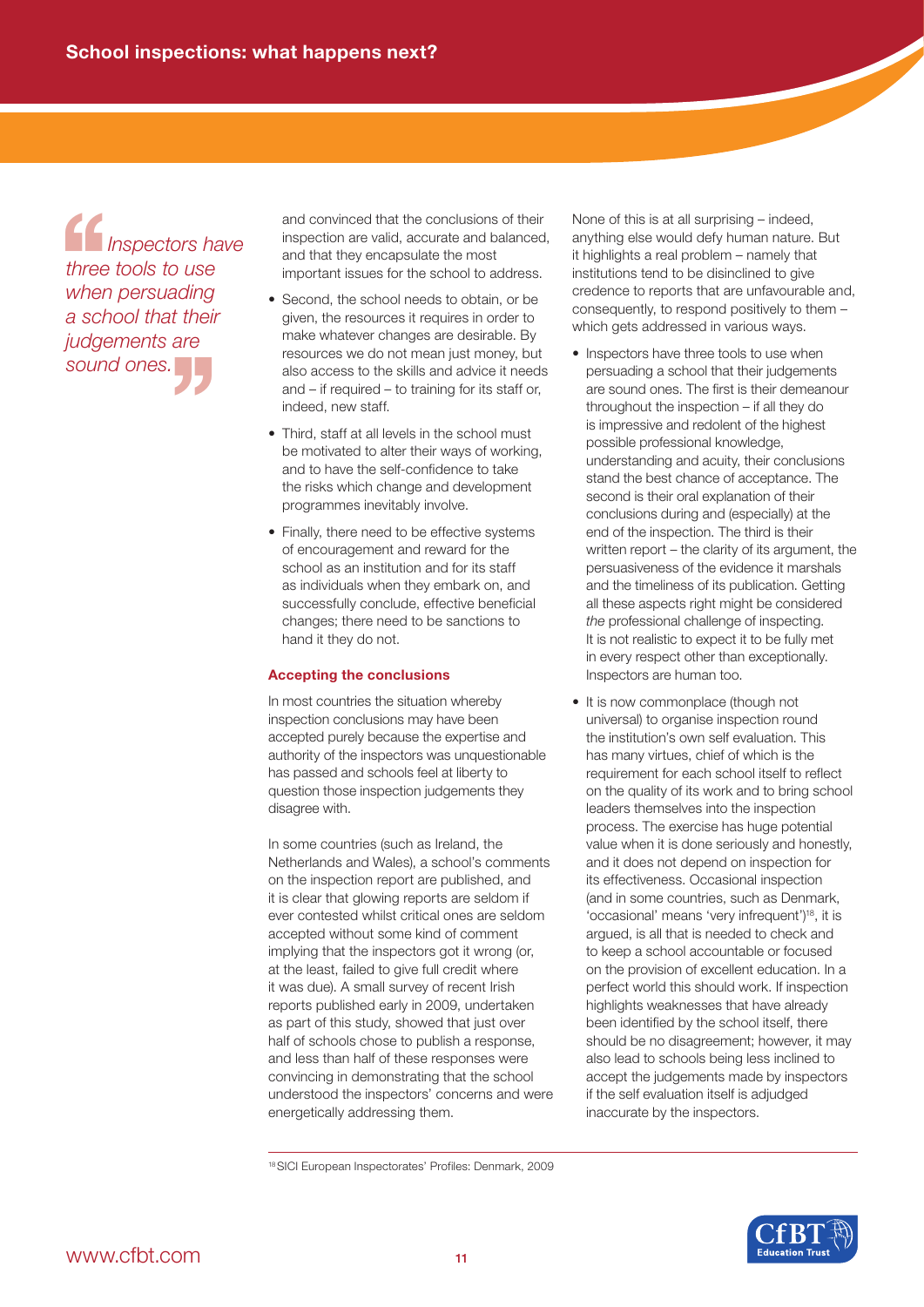> *Inspectors have three tools to use when persuading a school that their judgements are sound ones.*

and convinced that the conclusions of their inspection are valid, accurate and balanced, and that they encapsulate the most important issues for the school to address.

- Second, the school needs to obtain, or be given, the resources it requires in order to make whatever changes are desirable. By resources we do not mean just money, but also access to the skills and advice it needs and – if required – to training for its staff or, indeed, new staff.
- Third, staff at all levels in the school must be motivated to alter their ways of working, and to have the self-confidence to take the risks which change and development programmes inevitably involve.
- Finally, there need to be effective systems of encouragement and reward for the school as an institution and for its staff as individuals when they embark on, and successfully conclude, effective beneficial changes; there need to be sanctions to hand it they do not.

## Accepting the conclusions

In most countries the situation whereby inspection conclusions may have been accepted purely because the expertise and authority of the inspectors was unquestionable has passed and schools feel at liberty to question those inspection judgements they disagree with.

In some countries (such as Ireland, the Netherlands and Wales), a school's comments on the inspection report are published, and it is clear that glowing reports are seldom if ever contested whilst critical ones are seldom accepted without some kind of comment implying that the inspectors got it wrong (or, at the least, failed to give full credit where it was due). A small survey of recent Irish reports published early in 2009, undertaken as part of this study, showed that just over half of schools chose to publish a response, and less than half of these responses were convincing in demonstrating that the school understood the inspectors' concerns and were energetically addressing them.

None of this is at all surprising – indeed, anything else would defy human nature. But it highlights a real problem – namely that institutions tend to be disinclined to give credence to reports that are unfavourable and, consequently, to respond positively to them – which gets addressed in various ways.

- Inspectors have three tools to use when persuading a school that their judgements are sound ones. The first is their demeanour throughout the inspection – if all they do is impressive and redolent of the highest possible professional knowledge, understanding and acuity, their conclusions stand the best chance of acceptance. The second is their oral explanation of their conclusions during and (especially) at the end of the inspection. The third is their written report – the clarity of its argument, the persuasiveness of the evidence it marshals and the timeliness of its publication. Getting all these aspects right might be considered *the* professional challenge of inspecting. It is not realistic to expect it to be fully met in every respect other than exceptionally. Inspectors are human too.
- It is now commonplace (though not universal) to organise inspection round the institution's own self evaluation. This has many virtues, chief of which is the requirement for each school itself to reflect on the quality of its work and to bring school leaders themselves into the inspection process. The exercise has huge potential value when it is done seriously and honestly, and it does not depend on inspection for its effectiveness. Occasional inspection (and in some countries, such as Denmark, 'occasional' means 'very infrequent')[18], it is argued, is all that is needed to check and to keep a school accountable or focused on the provision of excellent education. In a perfect world this should work. If inspection highlights weaknesses that have already been identified by the school itself, there should be no disagreement; however, it may also lead to schools being less inclined to accept the judgements made by inspectors if the self evaluation itself is adjudged inaccurate by the inspectors.

[18] SICI European Inspectorates' Profiles: Denmark, 2009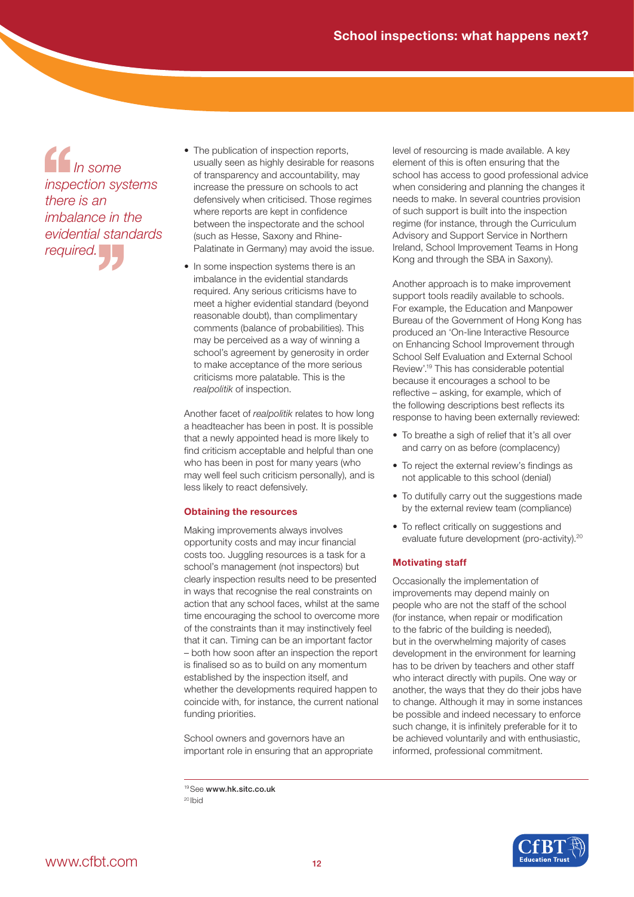> *In some inspection systems there is an imbalance in the evidential standards required.*

- The publication of inspection reports, usually seen as highly desirable for reasons of transparency and accountability, may increase the pressure on schools to act defensively when criticised. Those regimes where reports are kept in confidence between the inspectorate and the school (such as Hesse, Saxony and Rhine-Palatinate in Germany) may avoid the issue.
- In some inspection systems there is an imbalance in the evidential standards required. Any serious criticisms have to meet a higher evidential standard (beyond reasonable doubt), than complimentary comments (balance of probabilities). This may be perceived as a way of winning a school's agreement by generosity in order to make acceptance of the more serious criticisms more palatable. This is the *realpolitik* of inspection.

Another facet of *realpolitik* relates to how long a headteacher has been in post. It is possible that a newly appointed head is more likely to find criticism acceptable and helpful than one who has been in post for many years (who may well feel such criticism personally), and is less likely to react defensively.

### Obtaining the resources

Making improvements always involves opportunity costs and may incur financial costs too. Juggling resources is a task for a school's management (not inspectors) but clearly inspection results need to be presented in ways that recognise the real constraints on action that any school faces, whilst at the same time encouraging the school to overcome more of the constraints than it may instinctively feel that it can. Timing can be an important factor – both how soon after an inspection the report is finalised so as to build on any momentum established by the inspection itself, and whether the developments required happen to coincide with, for instance, the current national funding priorities.

School owners and governors have an important role in ensuring that an appropriate level of resourcing is made available. A key element of this is often ensuring that the school has access to good professional advice when considering and planning the changes it needs to make. In several countries provision of such support is built into the inspection regime (for instance, through the Curriculum Advisory and Support Service in Northern Ireland, School Improvement Teams in Hong Kong and through the SBA in Saxony).

Another approach is to make improvement support tools readily available to schools. For example, the Education and Manpower Bureau of the Government of Hong Kong has produced an 'On-line Interactive Resource on Enhancing School Improvement through School Self Evaluation and External School Review'.[19] This has considerable potential because it encourages a school to be reflective – asking, for example, which of the following descriptions best reflects its response to having been externally reviewed:

- To breathe a sigh of relief that it's all over and carry on as before (complacency)
- To reject the external review's findings as not applicable to this school (denial)
- To dutifully carry out the suggestions made by the external review team (compliance)
- To reflect critically on suggestions and evaluate future development (pro-activity).[20]

### Motivating staff

Occasionally the implementation of improvements may depend mainly on people who are not the staff of the school (for instance, when repair or modification to the fabric of the building is needed), but in the overwhelming majority of cases development in the environment for learning has to be driven by teachers and other staff who interact directly with pupils. One way or another, the ways that they do their jobs have to change. Although it may in some instances be possible and indeed necessary to enforce such change, it is infinitely preferable for it to be achieved voluntarily and with enthusiastic, informed, professional commitment.

---

[19] See **www.hk.sitc.co.uk**

[20] Ibid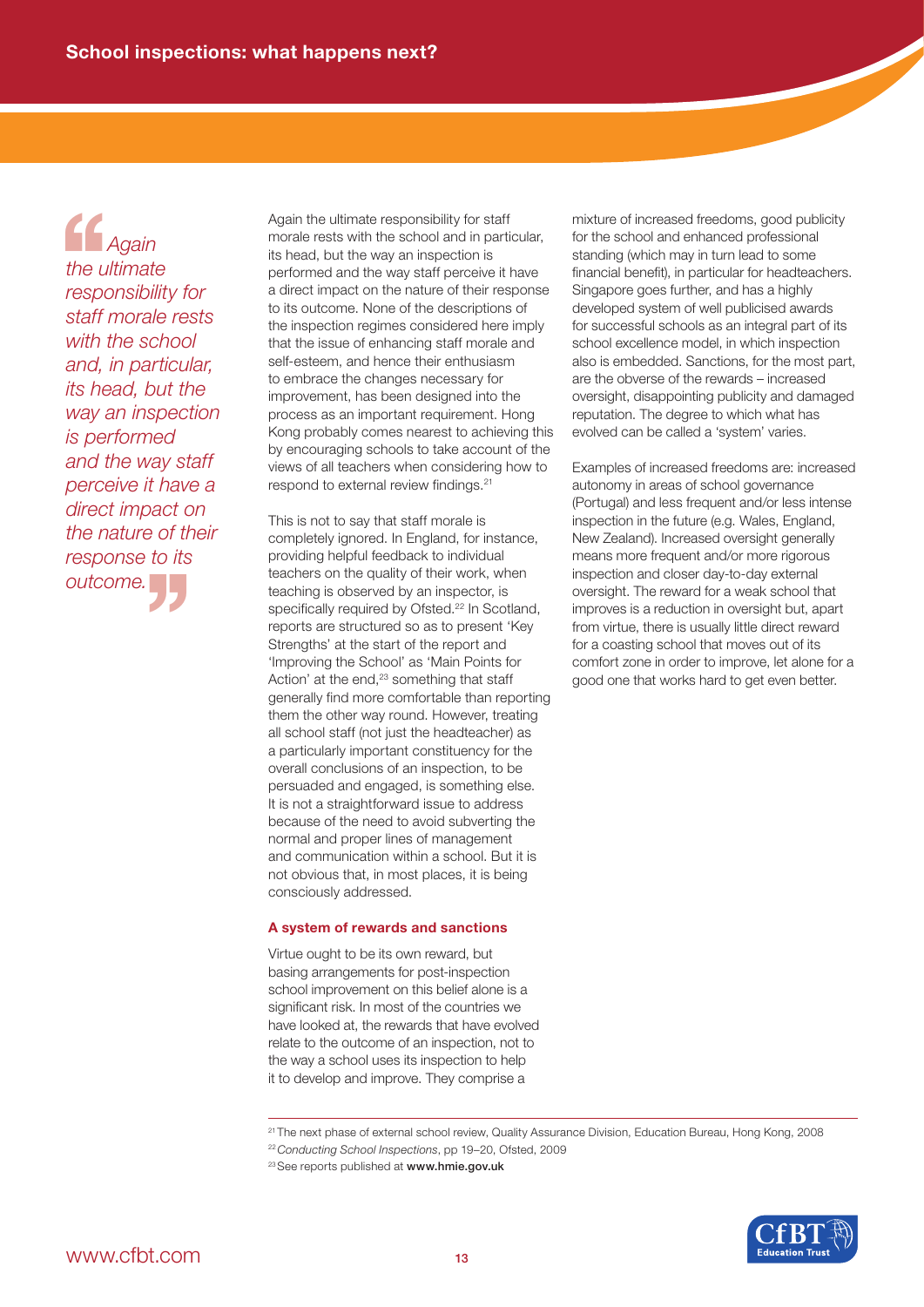> *Again the ultimate responsibility for staff morale rests with the school and, in particular, its head, but the way an inspection is performed and the way staff perceive it have a direct impact on the nature of their response to its outcome.*

Again the ultimate responsibility for staff morale rests with the school and in particular, its head, but the way an inspection is performed and the way staff perceive it have a direct impact on the nature of their response to its outcome. None of the descriptions of the inspection regimes considered here imply that the issue of enhancing staff morale and self-esteem, and hence their enthusiasm to embrace the changes necessary for improvement, has been designed into the process as an important requirement. Hong Kong probably comes nearest to achieving this by encouraging schools to take account of the views of all teachers when considering how to respond to external review findings.[21]

This is not to say that staff morale is completely ignored. In England, for instance, providing helpful feedback to individual teachers on the quality of their work, when teaching is observed by an inspector, is specifically required by Ofsted.[22] In Scotland, reports are structured so as to present 'Key Strengths' at the start of the report and 'Improving the School' as 'Main Points for Action' at the end,[23] something that staff generally find more comfortable than reporting them the other way round. However, treating all school staff (not just the headteacher) as a particularly important constituency for the overall conclusions of an inspection, to be persuaded and engaged, is something else. It is not a straightforward issue to address because of the need to avoid subverting the normal and proper lines of management and communication within a school. But it is not obvious that, in most places, it is being consciously addressed.

### A system of rewards and sanctions

Virtue ought to be its own reward, but basing arrangements for post-inspection school improvement on this belief alone is a significant risk. In most of the countries we have looked at, the rewards that have evolved relate to the outcome of an inspection, not to the way a school uses its inspection to help it to develop and improve. They comprise a mixture of increased freedoms, good publicity for the school and enhanced professional standing (which may in turn lead to some financial benefit), in particular for headteachers. Singapore goes further, and has a highly developed system of well publicised awards for successful schools as an integral part of its school excellence model, in which inspection also is embedded. Sanctions, for the most part, are the obverse of the rewards – increased oversight, disappointing publicity and damaged reputation. The degree to which what has evolved can be called a 'system' varies.

Examples of increased freedoms are: increased autonomy in areas of school governance (Portugal) and less frequent and/or less intense inspection in the future (e.g. Wales, England, New Zealand). Increased oversight generally means more frequent and/or more rigorous inspection and closer day-to-day external oversight. The reward for a weak school that improves is a reduction in oversight but, apart from virtue, there is usually little direct reward for a coasting school that moves out of its comfort zone in order to improve, let alone for a good one that works hard to get even better.

---

[21] The next phase of external school review, Quality Assurance Division, Education Bureau, Hong Kong, 2008

[22] *Conducting School Inspections*, pp 19–20, Ofsted, 2009

[23] See reports published at **www.hmie.gov.uk**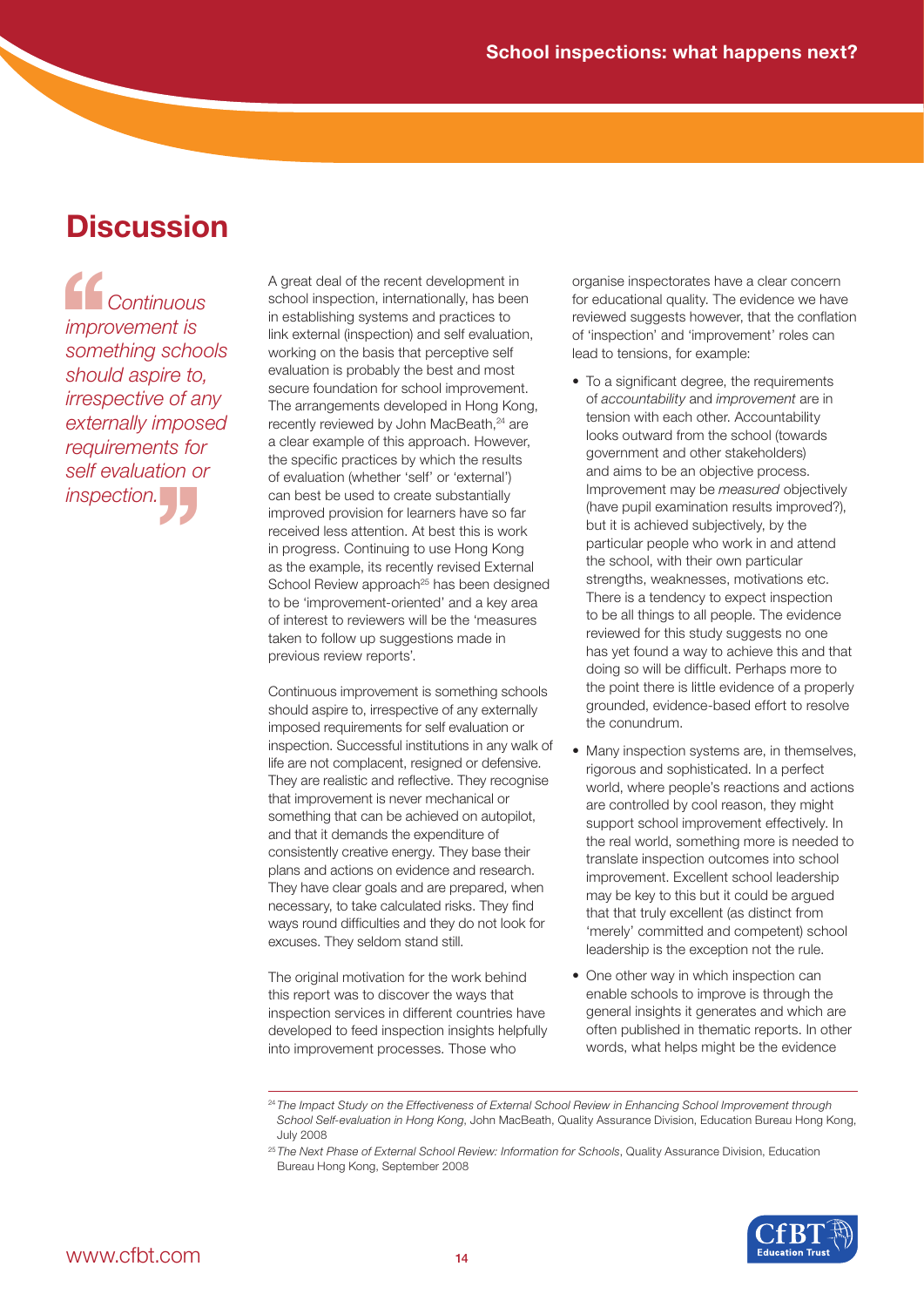# Discussion

> *Continuous improvement is something schools should aspire to, irrespective of any externally imposed requirements for self evaluation or inspection.*

A great deal of the recent development in school inspection, internationally, has been in establishing systems and practices to link external (inspection) and self evaluation, working on the basis that perceptive self evaluation is probably the best and most secure foundation for school improvement. The arrangements developed in Hong Kong, recently reviewed by John MacBeath,[24] are a clear example of this approach. However, the specific practices by which the results of evaluation (whether 'self' or 'external') can best be used to create substantially improved provision for learners have so far received less attention. At best this is work in progress. Continuing to use Hong Kong as the example, its recently revised External School Review approach[25] has been designed to be 'improvement-oriented' and a key area of interest to reviewers will be the 'measures taken to follow up suggestions made in previous review reports'.

Continuous improvement is something schools should aspire to, irrespective of any externally imposed requirements for self evaluation or inspection. Successful institutions in any walk of life are not complacent, resigned or defensive. They are realistic and reflective. They recognise that improvement is never mechanical or something that can be achieved on autopilot, and that it demands the expenditure of consistently creative energy. They base their plans and actions on evidence and research. They have clear goals and are prepared, when necessary, to take calculated risks. They find ways round difficulties and they do not look for excuses. They seldom stand still.

The original motivation for the work behind this report was to discover the ways that inspection services in different countries have developed to feed inspection insights helpfully into improvement processes. Those who organise inspectorates have a clear concern for educational quality. The evidence we have reviewed suggests however, that the conflation of 'inspection' and 'improvement' roles can lead to tensions, for example:

- To a significant degree, the requirements of *accountability* and *improvement* are in tension with each other. Accountability looks outward from the school (towards government and other stakeholders) and aims to be an objective process. Improvement may be *measured* objectively (have pupil examination results improved?), but it is achieved subjectively, by the particular people who work in and attend the school, with their own particular strengths, weaknesses, motivations etc. There is a tendency to expect inspection to be all things to all people. The evidence reviewed for this study suggests no one has yet found a way to achieve this and that doing so will be difficult. Perhaps more to the point there is little evidence of a properly grounded, evidence-based effort to resolve the conundrum.
- Many inspection systems are, in themselves, rigorous and sophisticated. In a perfect world, where people's reactions and actions are controlled by cool reason, they might support school improvement effectively. In the real world, something more is needed to translate inspection outcomes into school improvement. Excellent school leadership may be key to this but it could be argued that that truly excellent (as distinct from 'merely' committed and competent) school leadership is the exception not the rule.
- One other way in which inspection can enable schools to improve is through the general insights it generates and which are often published in thematic reports. In other words, what helps might be the evidence

---

[24] *The Impact Study on the Effectiveness of External School Review in Enhancing School Improvement through School Self-evaluation in Hong Kong*, John MacBeath, Quality Assurance Division, Education Bureau Hong Kong, July 2008

[25] *The Next Phase of External School Review: Information for Schools*, Quality Assurance Division, Education Bureau Hong Kong, September 2008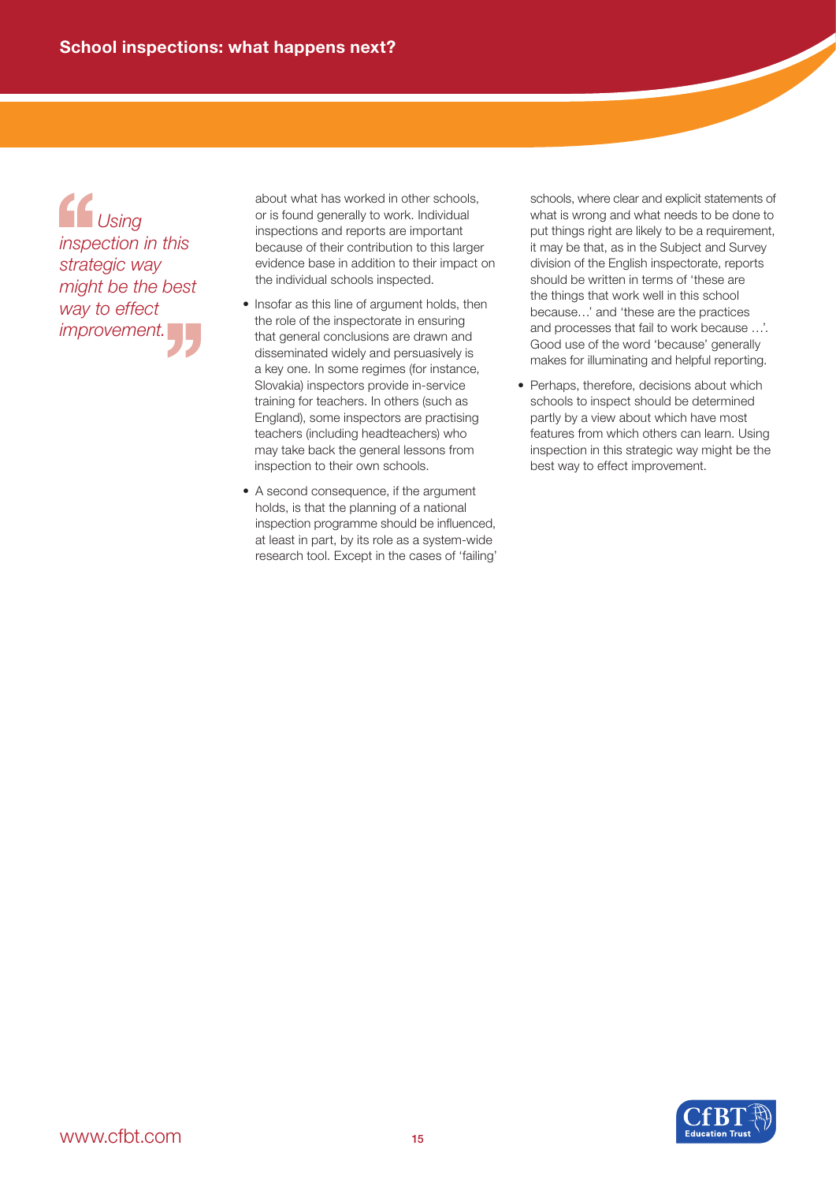> *Using inspection in this strategic way might be the best way to effect improvement.*

about what has worked in other schools, or is found generally to work. Individual inspections and reports are important because of their contribution to this larger evidence base in addition to their impact on the individual schools inspected.

- Insofar as this line of argument holds, then the role of the inspectorate in ensuring that general conclusions are drawn and disseminated widely and persuasively is a key one. In some regimes (for instance, Slovakia) inspectors provide in-service training for teachers. In others (such as England), some inspectors are practising teachers (including headteachers) who may take back the general lessons from inspection to their own schools.
- A second consequence, if the argument holds, is that the planning of a national inspection programme should be influenced, at least in part, by its role as a system-wide research tool. Except in the cases of 'failing' schools, where clear and explicit statements of what is wrong and what needs to be done to put things right are likely to be a requirement, it may be that, as in the Subject and Survey division of the English inspectorate, reports should be written in terms of 'these are the things that work well in this school because…' and 'these are the practices and processes that fail to work because …'. Good use of the word 'because' generally makes for illuminating and helpful reporting.
- Perhaps, therefore, decisions about which schools to inspect should be determined partly by a view about which have most features from which others can learn. Using inspection in this strategic way might be the best way to effect improvement.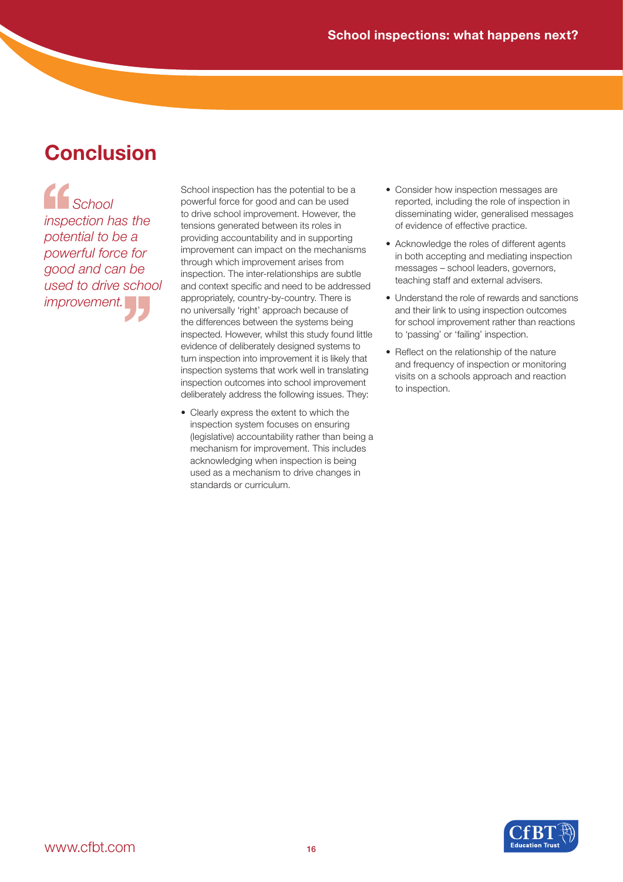## Conclusion

> *School inspection has the potential to be a powerful force for good and can be used to drive school improvement.*

School inspection has the potential to be a powerful force for good and can be used to drive school improvement. However, the tensions generated between its roles in providing accountability and in supporting improvement can impact on the mechanisms through which improvement arises from inspection. The inter-relationships are subtle and context specific and need to be addressed appropriately, country-by-country. There is no universally 'right' approach because of the differences between the systems being inspected. However, whilst this study found little evidence of deliberately designed systems to turn inspection into improvement it is likely that inspection systems that work well in translating inspection outcomes into school improvement deliberately address the following issues. They:

- Clearly express the extent to which the inspection system focuses on ensuring (legislative) accountability rather than being a mechanism for improvement. This includes acknowledging when inspection is being used as a mechanism to drive changes in standards or curriculum.
- Consider how inspection messages are reported, including the role of inspection in disseminating wider, generalised messages of evidence of effective practice.
- Acknowledge the roles of different agents in both accepting and mediating inspection messages – school leaders, governors, teaching staff and external advisers.
- Understand the role of rewards and sanctions and their link to using inspection outcomes for school improvement rather than reactions to 'passing' or 'failing' inspection.
- Reflect on the relationship of the nature and frequency of inspection or monitoring visits on a schools approach and reaction to inspection.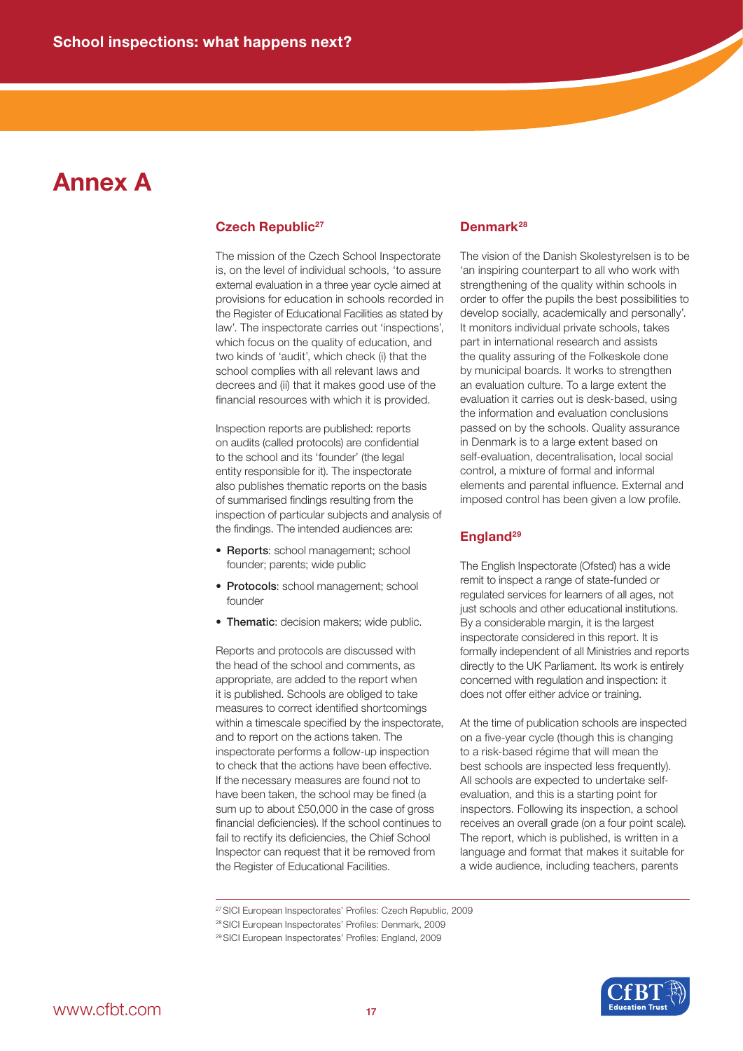# Annex A

## Czech Republic[27]

The mission of the Czech School Inspectorate is, on the level of individual schools, 'to assure external evaluation in a three year cycle aimed at provisions for education in schools recorded in the Register of Educational Facilities as stated by law'. The inspectorate carries out 'inspections', which focus on the quality of education, and two kinds of 'audit', which check (i) that the school complies with all relevant laws and decrees and (ii) that it makes good use of the financial resources with which it is provided.

Inspection reports are published: reports on audits (called protocols) are confidential to the school and its 'founder' (the legal entity responsible for it). The inspectorate also publishes thematic reports on the basis of summarised findings resulting from the inspection of particular subjects and analysis of the findings. The intended audiences are:

- **Reports**: school management; school founder; parents; wide public
- **Protocols**: school management; school founder
- **Thematic**: decision makers; wide public.

Reports and protocols are discussed with the head of the school and comments, as appropriate, are added to the report when it is published. Schools are obliged to take measures to correct identified shortcomings within a timescale specified by the inspectorate, and to report on the actions taken. The inspectorate performs a follow-up inspection to check that the actions have been effective. If the necessary measures are found not to have been taken, the school may be fined (a sum up to about £50,000 in the case of gross financial deficiencies). If the school continues to fail to rectify its deficiencies, the Chief School Inspector can request that it be removed from the Register of Educational Facilities.

## Denmark[28]

The vision of the Danish Skolestyrelsen is to be 'an inspiring counterpart to all who work with strengthening of the quality within schools in order to offer the pupils the best possibilities to develop socially, academically and personally'. It monitors individual private schools, takes part in international research and assists the quality assuring of the Folkeskole done by municipal boards. It works to strengthen an evaluation culture. To a large extent the evaluation it carries out is desk-based, using the information and evaluation conclusions passed on by the schools. Quality assurance in Denmark is to a large extent based on self-evaluation, decentralisation, local social control, a mixture of formal and informal elements and parental influence. External and imposed control has been given a low profile.

## England[29]

The English Inspectorate (Ofsted) has a wide remit to inspect a range of state-funded or regulated services for learners of all ages, not just schools and other educational institutions. By a considerable margin, it is the largest inspectorate considered in this report. It is formally independent of all Ministries and reports directly to the UK Parliament. Its work is entirely concerned with regulation and inspection: it does not offer either advice or training.

At the time of publication schools are inspected on a five-year cycle (though this is changing to a risk-based régime that will mean the best schools are inspected less frequently). All schools are expected to undertake self-evaluation, and this is a starting point for inspectors. Following its inspection, a school receives an overall grade (on a four point scale). The report, which is published, is written in a language and format that makes it suitable for a wide audience, including teachers, parents

[27] SICI European Inspectorates' Profiles: Czech Republic, 2009

[28] SICI European Inspectorates' Profiles: Denmark, 2009

[29] SICI European Inspectorates' Profiles: England, 2009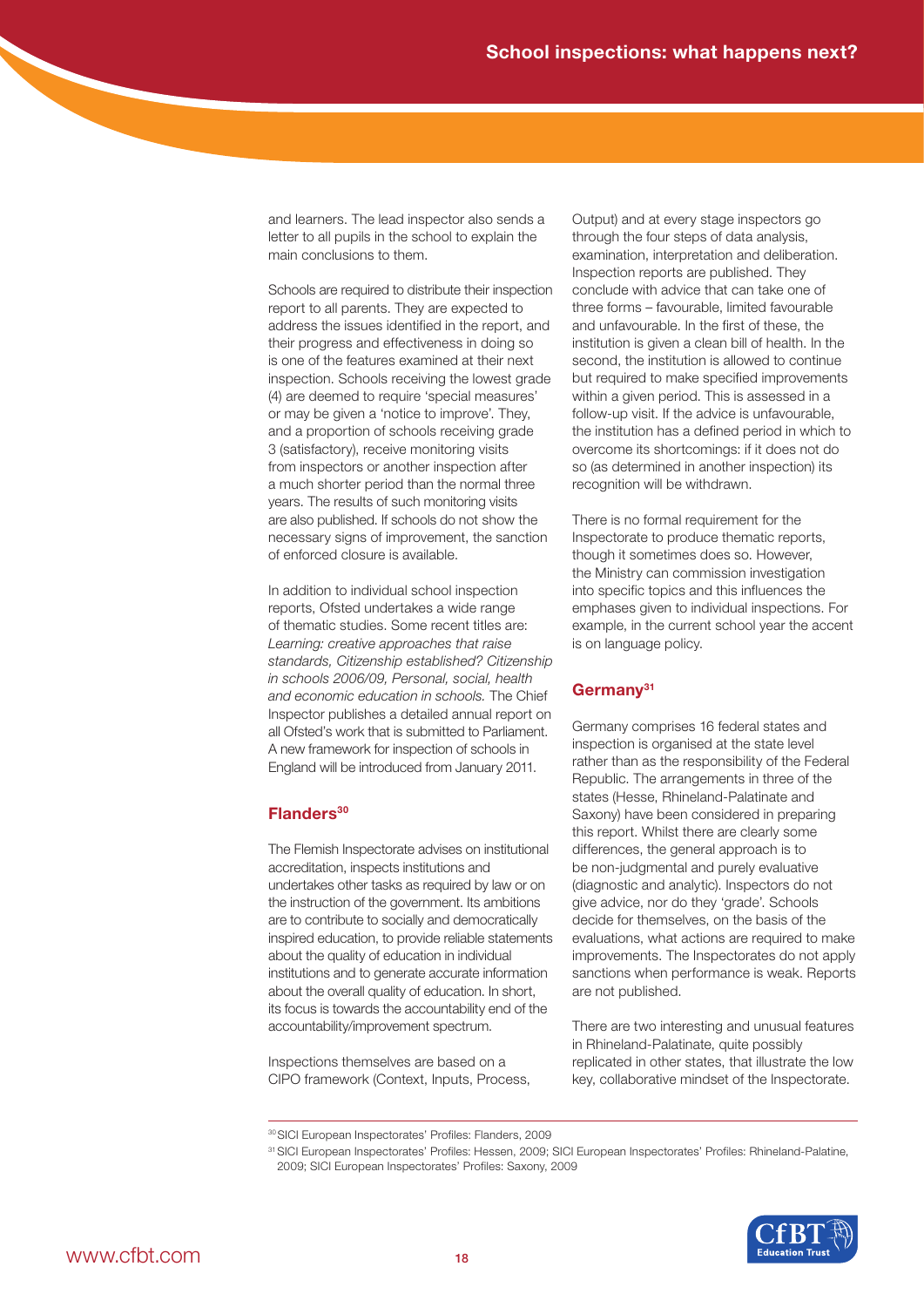and learners. The lead inspector also sends a letter to all pupils in the school to explain the main conclusions to them.

Schools are required to distribute their inspection report to all parents. They are expected to address the issues identified in the report, and their progress and effectiveness in doing so is one of the features examined at their next inspection. Schools receiving the lowest grade (4) are deemed to require 'special measures' or may be given a 'notice to improve'. They, and a proportion of schools receiving grade 3 (satisfactory), receive monitoring visits from inspectors or another inspection after a much shorter period than the normal three years. The results of such monitoring visits are also published. If schools do not show the necessary signs of improvement, the sanction of enforced closure is available.

In addition to individual school inspection reports, Ofsted undertakes a wide range of thematic studies. Some recent titles are: *Learning: creative approaches that raise standards, Citizenship established? Citizenship in schools 2006/09, Personal, social, health and economic education in schools.* The Chief Inspector publishes a detailed annual report on all Ofsted's work that is submitted to Parliament. A new framework for inspection of schools in England will be introduced from January 2011.

## Flanders[30]

The Flemish Inspectorate advises on institutional accreditation, inspects institutions and undertakes other tasks as required by law or on the instruction of the government. Its ambitions are to contribute to socially and democratically inspired education, to provide reliable statements about the quality of education in individual institutions and to generate accurate information about the overall quality of education. In short, its focus is towards the accountability end of the accountability/improvement spectrum.

Inspections themselves are based on a CIPO framework (Context, Inputs, Process, Output) and at every stage inspectors go through the four steps of data analysis, examination, interpretation and deliberation. Inspection reports are published. They conclude with advice that can take one of three forms – favourable, limited favourable and unfavourable. In the first of these, the institution is given a clean bill of health. In the second, the institution is allowed to continue but required to make specified improvements within a given period. This is assessed in a follow-up visit. If the advice is unfavourable, the institution has a defined period in which to overcome its shortcomings: if it does not do so (as determined in another inspection) its recognition will be withdrawn.

There is no formal requirement for the Inspectorate to produce thematic reports, though it sometimes does so. However, the Ministry can commission investigation into specific topics and this influences the emphases given to individual inspections. For example, in the current school year the accent is on language policy.

## Germany[31]

Germany comprises 16 federal states and inspection is organised at the state level rather than as the responsibility of the Federal Republic. The arrangements in three of the states (Hesse, Rhineland-Palatinate and Saxony) have been considered in preparing this report. Whilst there are clearly some differences, the general approach is to be non-judgmental and purely evaluative (diagnostic and analytic). Inspectors do not give advice, nor do they 'grade'. Schools decide for themselves, on the basis of the evaluations, what actions are required to make improvements. The Inspectorates do not apply sanctions when performance is weak. Reports are not published.

There are two interesting and unusual features in Rhineland-Palatinate, quite possibly replicated in other states, that illustrate the low key, collaborative mindset of the Inspectorate.

---

[30] SICI European Inspectorates' Profiles: Flanders, 2009

[31] SICI European Inspectorates' Profiles: Hessen, 2009; SICI European Inspectorates' Profiles: Rhineland-Palatine, 2009; SICI European Inspectorates' Profiles: Saxony, 2009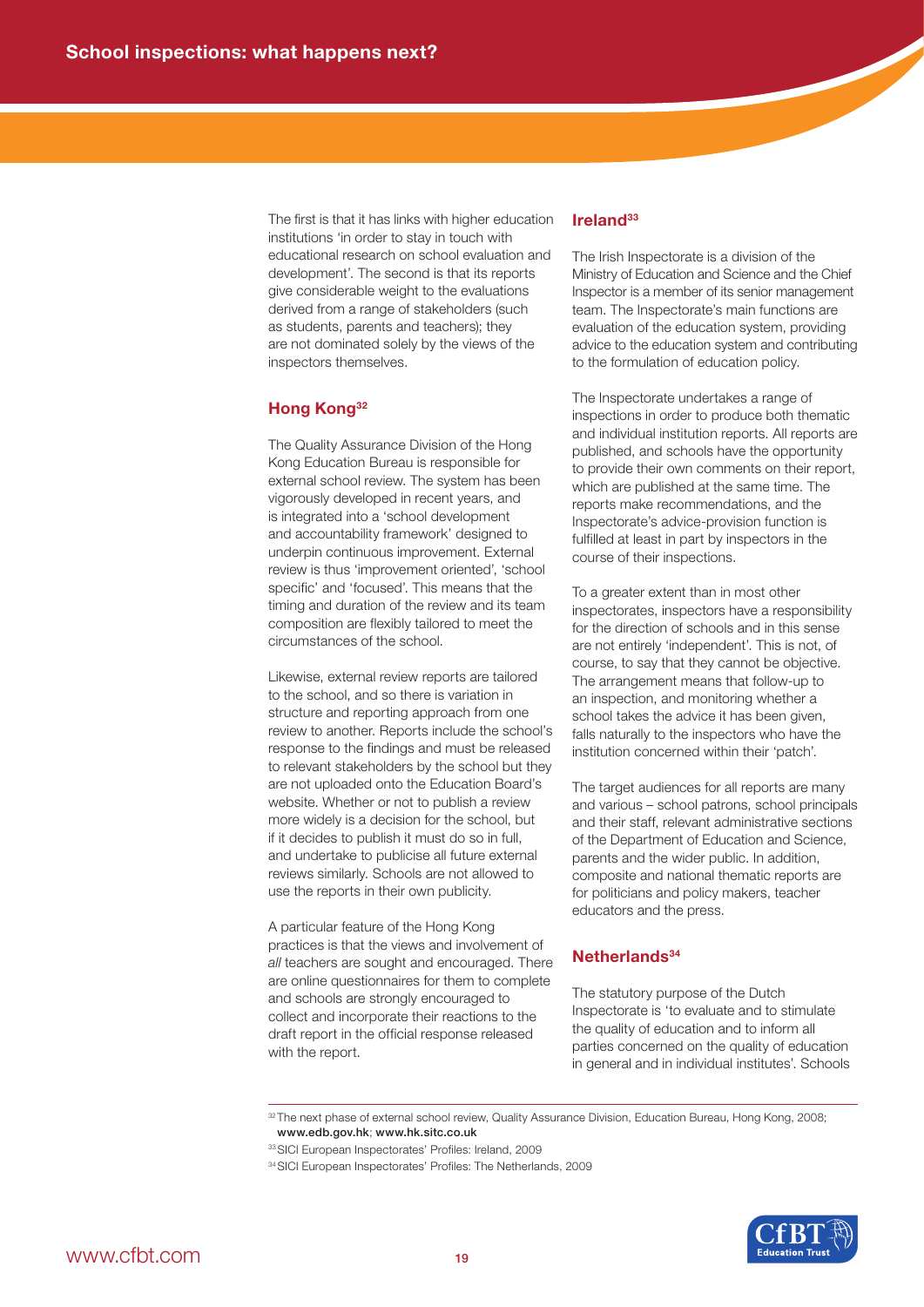The first is that it has links with higher education institutions 'in order to stay in touch with educational research on school evaluation and development'. The second is that its reports give considerable weight to the evaluations derived from a range of stakeholders (such as students, parents and teachers); they are not dominated solely by the views of the inspectors themselves.

### Hong Kong[32]

The Quality Assurance Division of the Hong Kong Education Bureau is responsible for external school review. The system has been vigorously developed in recent years, and is integrated into a 'school development and accountability framework' designed to underpin continuous improvement. External review is thus 'improvement oriented', 'school specific' and 'focused'. This means that the timing and duration of the review and its team composition are flexibly tailored to meet the circumstances of the school.

Likewise, external review reports are tailored to the school, and so there is variation in structure and reporting approach from one review to another. Reports include the school's response to the findings and must be released to relevant stakeholders by the school but they are not uploaded onto the Education Board's website. Whether or not to publish a review more widely is a decision for the school, but if it decides to publish it must do so in full, and undertake to publicise all future external reviews similarly. Schools are not allowed to use the reports in their own publicity.

A particular feature of the Hong Kong practices is that the views and involvement of *all* teachers are sought and encouraged. There are online questionnaires for them to complete and schools are strongly encouraged to collect and incorporate their reactions to the draft report in the official response released with the report.

### Ireland[33]

The Irish Inspectorate is a division of the Ministry of Education and Science and the Chief Inspector is a member of its senior management team. The Inspectorate's main functions are evaluation of the education system, providing advice to the education system and contributing to the formulation of education policy.

The Inspectorate undertakes a range of inspections in order to produce both thematic and individual institution reports. All reports are published, and schools have the opportunity to provide their own comments on their report, which are published at the same time. The reports make recommendations, and the Inspectorate's advice-provision function is fulfilled at least in part by inspectors in the course of their inspections.

To a greater extent than in most other inspectorates, inspectors have a responsibility for the direction of schools and in this sense are not entirely 'independent'. This is not, of course, to say that they cannot be objective. The arrangement means that follow-up to an inspection, and monitoring whether a school takes the advice it has been given, falls naturally to the inspectors who have the institution concerned within their 'patch'.

The target audiences for all reports are many and various – school patrons, school principals and their staff, relevant administrative sections of the Department of Education and Science, parents and the wider public. In addition, composite and national thematic reports are for politicians and policy makers, teacher educators and the press.

### Netherlands[34]

The statutory purpose of the Dutch Inspectorate is 'to evaluate and to stimulate the quality of education and to inform all parties concerned on the quality of education in general and in individual institutes'. Schools

---

[32] The next phase of external school review, Quality Assurance Division, Education Bureau, Hong Kong, 2008; **www.edb.gov.hk**; **www.hk.sitc.co.uk**

[33] SICI European Inspectorates' Profiles: Ireland, 2009

[34] SICI European Inspectorates' Profiles: The Netherlands, 2009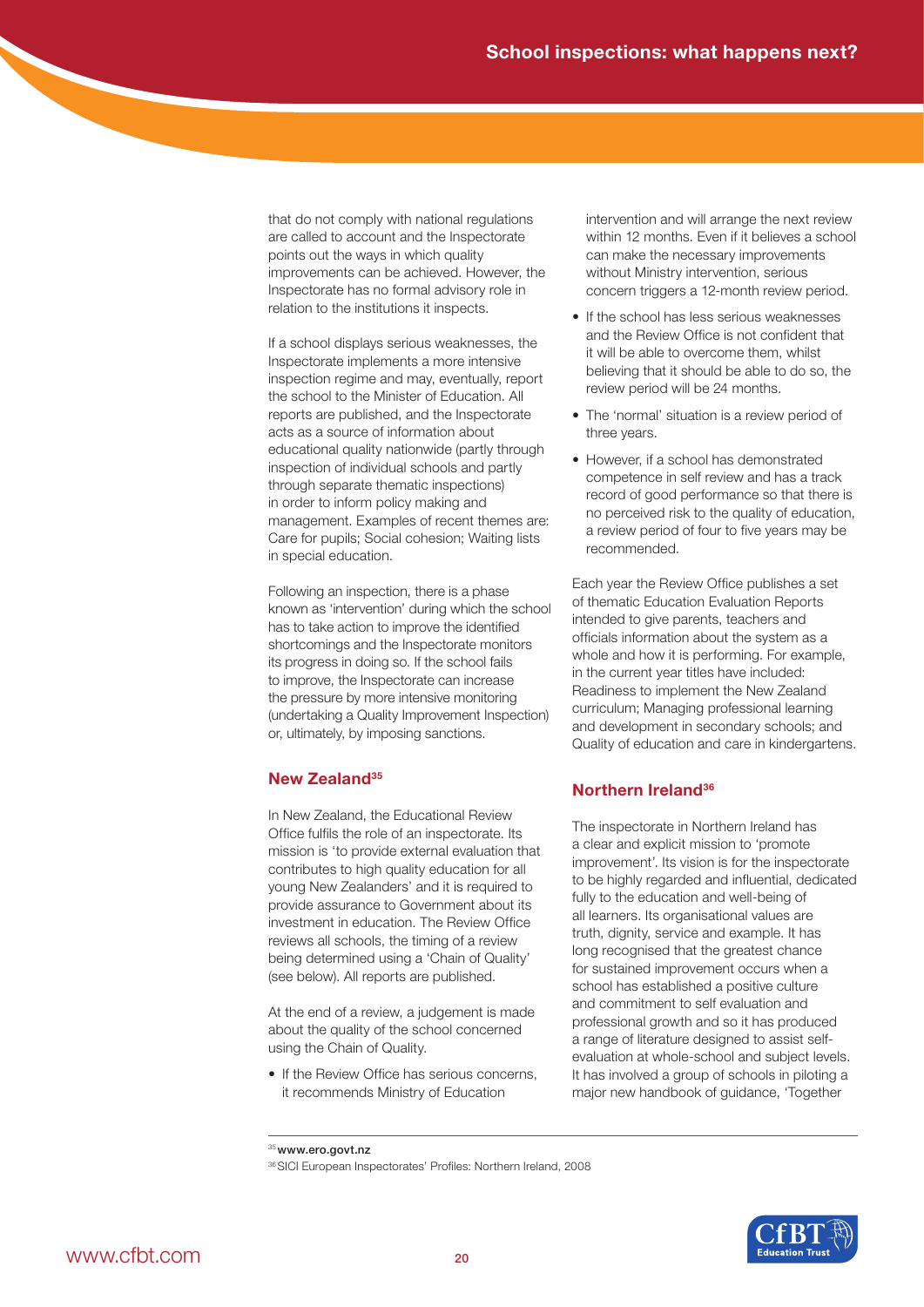that do not comply with national regulations are called to account and the Inspectorate points out the ways in which quality improvements can be achieved. However, the Inspectorate has no formal advisory role in relation to the institutions it inspects.

If a school displays serious weaknesses, the Inspectorate implements a more intensive inspection regime and may, eventually, report the school to the Minister of Education. All reports are published, and the Inspectorate acts as a source of information about educational quality nationwide (partly through inspection of individual schools and partly through separate thematic inspections) in order to inform policy making and management. Examples of recent themes are: Care for pupils; Social cohesion; Waiting lists in special education.

Following an inspection, there is a phase known as 'intervention' during which the school has to take action to improve the identified shortcomings and the Inspectorate monitors its progress in doing so. If the school fails to improve, the Inspectorate can increase the pressure by more intensive monitoring (undertaking a Quality Improvement Inspection) or, ultimately, by imposing sanctions.

## New Zealand[35]

In New Zealand, the Educational Review Office fulfils the role of an inspectorate. Its mission is 'to provide external evaluation that contributes to high quality education for all young New Zealanders' and it is required to provide assurance to Government about its investment in education. The Review Office reviews all schools, the timing of a review being determined using a 'Chain of Quality' (see below). All reports are published.

At the end of a review, a judgement is made about the quality of the school concerned using the Chain of Quality.

- If the Review Office has serious concerns, it recommends Ministry of Education intervention and will arrange the next review within 12 months. Even if it believes a school can make the necessary improvements without Ministry intervention, serious concern triggers a 12-month review period.
- If the school has less serious weaknesses and the Review Office is not confident that it will be able to overcome them, whilst believing that it should be able to do so, the review period will be 24 months.
- The 'normal' situation is a review period of three years.
- However, if a school has demonstrated competence in self review and has a track record of good performance so that there is no perceived risk to the quality of education, a review period of four to five years may be recommended.

Each year the Review Office publishes a set of thematic Education Evaluation Reports intended to give parents, teachers and officials information about the system as a whole and how it is performing. For example, in the current year titles have included: Readiness to implement the New Zealand curriculum; Managing professional learning and development in secondary schools; and Quality of education and care in kindergartens.

## Northern Ireland[36]

The inspectorate in Northern Ireland has a clear and explicit mission to 'promote improvement'. Its vision is for the inspectorate to be highly regarded and influential, dedicated fully to the education and well-being of all learners. Its organisational values are truth, dignity, service and example. It has long recognised that the greatest chance for sustained improvement occurs when a school has established a positive culture and commitment to self evaluation and professional growth and so it has produced a range of literature designed to assist self-evaluation at whole-school and subject levels. It has involved a group of schools in piloting a major new handbook of guidance, 'Together

---

[35] **www.ero.govt.nz**

[36] SICI European Inspectorates' Profiles: Northern Ireland, 2008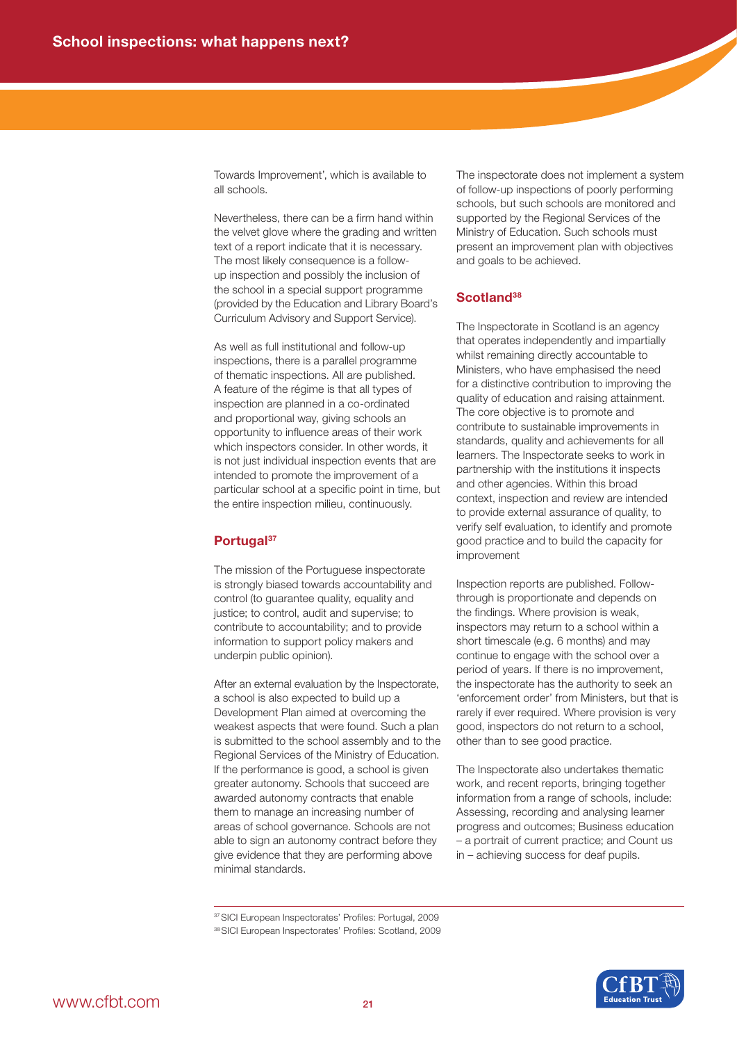Towards Improvement', which is available to all schools.

Nevertheless, there can be a firm hand within the velvet glove where the grading and written text of a report indicate that it is necessary. The most likely consequence is a follow-up inspection and possibly the inclusion of the school in a special support programme (provided by the Education and Library Board's Curriculum Advisory and Support Service).

As well as full institutional and follow-up inspections, there is a parallel programme of thematic inspections. All are published. A feature of the régime is that all types of inspection are planned in a co-ordinated and proportional way, giving schools an opportunity to influence areas of their work which inspectors consider. In other words, it is not just individual inspection events that are intended to promote the improvement of a particular school at a specific point in time, but the entire inspection milieu, continuously.

## Portugal[37]

The mission of the Portuguese inspectorate is strongly biased towards accountability and control (to guarantee quality, equality and justice; to control, audit and supervise; to contribute to accountability; and to provide information to support policy makers and underpin public opinion).

After an external evaluation by the Inspectorate, a school is also expected to build up a Development Plan aimed at overcoming the weakest aspects that were found. Such a plan is submitted to the school assembly and to the Regional Services of the Ministry of Education. If the performance is good, a school is given greater autonomy. Schools that succeed are awarded autonomy contracts that enable them to manage an increasing number of areas of school governance. Schools are not able to sign an autonomy contract before they give evidence that they are performing above minimal standards.

The inspectorate does not implement a system of follow-up inspections of poorly performing schools, but such schools are monitored and supported by the Regional Services of the Ministry of Education. Such schools must present an improvement plan with objectives and goals to be achieved.

## Scotland[38]

The Inspectorate in Scotland is an agency that operates independently and impartially whilst remaining directly accountable to Ministers, who have emphasised the need for a distinctive contribution to improving the quality of education and raising attainment. The core objective is to promote and contribute to sustainable improvements in standards, quality and achievements for all learners. The Inspectorate seeks to work in partnership with the institutions it inspects and other agencies. Within this broad context, inspection and review are intended to provide external assurance of quality, to verify self evaluation, to identify and promote good practice and to build the capacity for improvement

Inspection reports are published. Follow-through is proportionate and depends on the findings. Where provision is weak, inspectors may return to a school within a short timescale (e.g. 6 months) and may continue to engage with the school over a period of years. If there is no improvement, the inspectorate has the authority to seek an 'enforcement order' from Ministers, but that is rarely if ever required. Where provision is very good, inspectors do not return to a school, other than to see good practice.

The Inspectorate also undertakes thematic work, and recent reports, bringing together information from a range of schools, include: Assessing, recording and analysing learner progress and outcomes; Business education – a portrait of current practice; and Count us in – achieving success for deaf pupils.

---

[37] SICI European Inspectorates' Profiles: Portugal, 2009

[38] SICI European Inspectorates' Profiles: Scotland, 2009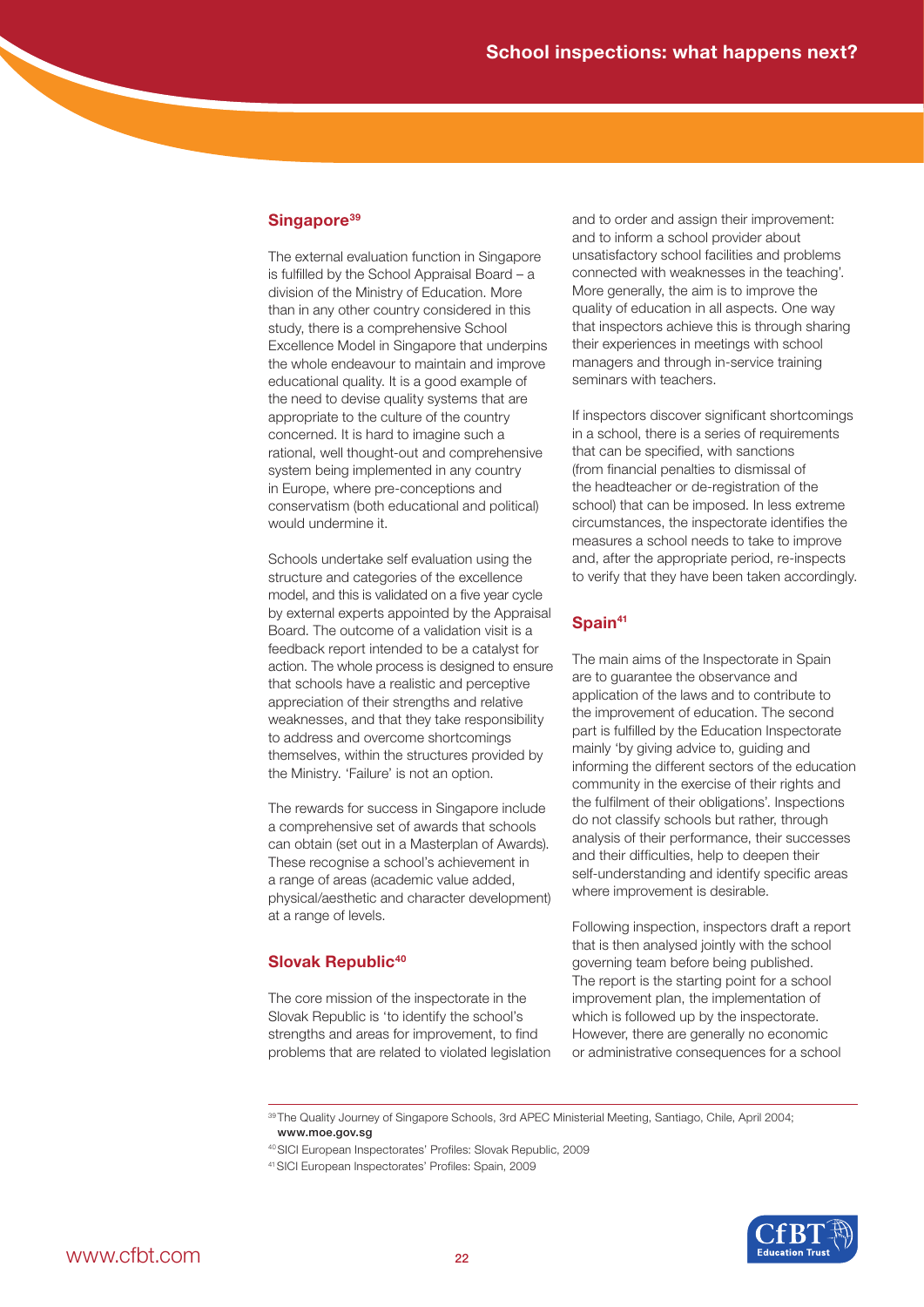## Singapore[39]

The external evaluation function in Singapore is fulfilled by the School Appraisal Board – a division of the Ministry of Education. More than in any other country considered in this study, there is a comprehensive School Excellence Model in Singapore that underpins the whole endeavour to maintain and improve educational quality. It is a good example of the need to devise quality systems that are appropriate to the culture of the country concerned. It is hard to imagine such a rational, well thought-out and comprehensive system being implemented in any country in Europe, where pre-conceptions and conservatism (both educational and political) would undermine it.

Schools undertake self evaluation using the structure and categories of the excellence model, and this is validated on a five year cycle by external experts appointed by the Appraisal Board. The outcome of a validation visit is a feedback report intended to be a catalyst for action. The whole process is designed to ensure that schools have a realistic and perceptive appreciation of their strengths and relative weaknesses, and that they take responsibility to address and overcome shortcomings themselves, within the structures provided by the Ministry. 'Failure' is not an option.

The rewards for success in Singapore include a comprehensive set of awards that schools can obtain (set out in a Masterplan of Awards). These recognise a school's achievement in a range of areas (academic value added, physical/aesthetic and character development) at a range of levels.

## Slovak Republic[40]

The core mission of the inspectorate in the Slovak Republic is 'to identify the school's strengths and areas for improvement, to find problems that are related to violated legislation and to order and assign their improvement: and to inform a school provider about unsatisfactory school facilities and problems connected with weaknesses in the teaching'. More generally, the aim is to improve the quality of education in all aspects. One way that inspectors achieve this is through sharing their experiences in meetings with school managers and through in-service training seminars with teachers.

If inspectors discover significant shortcomings in a school, there is a series of requirements that can be specified, with sanctions (from financial penalties to dismissal of the headteacher or de-registration of the school) that can be imposed. In less extreme circumstances, the inspectorate identifies the measures a school needs to take to improve and, after the appropriate period, re-inspects to verify that they have been taken accordingly.

## Spain[41]

The main aims of the Inspectorate in Spain are to guarantee the observance and application of the laws and to contribute to the improvement of education. The second part is fulfilled by the Education Inspectorate mainly 'by giving advice to, guiding and informing the different sectors of the education community in the exercise of their rights and the fulfilment of their obligations'. Inspections do not classify schools but rather, through analysis of their performance, their successes and their difficulties, help to deepen their self-understanding and identify specific areas where improvement is desirable.

Following inspection, inspectors draft a report that is then analysed jointly with the school governing team before being published. The report is the starting point for a school improvement plan, the implementation of which is followed up by the inspectorate. However, there are generally no economic or administrative consequences for a school

---

[39] The Quality Journey of Singapore Schools, 3rd APEC Ministerial Meeting, Santiago, Chile, April 2004; **www.moe.gov.sg**

[40] SICI European Inspectorates' Profiles: Slovak Republic, 2009

[41] SICI European Inspectorates' Profiles: Spain, 2009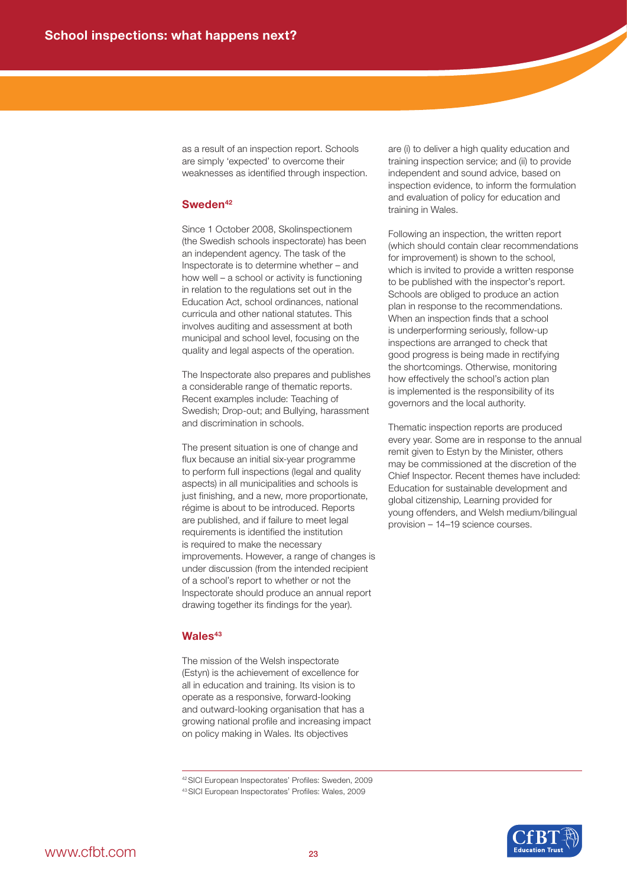as a result of an inspection report. Schools are simply 'expected' to overcome their weaknesses as identified through inspection.

### Sweden[42]

Since 1 October 2008, Skolinspectionem (the Swedish schools inspectorate) has been an independent agency. The task of the Inspectorate is to determine whether – and how well – a school or activity is functioning in relation to the regulations set out in the Education Act, school ordinances, national curricula and other national statutes. This involves auditing and assessment at both municipal and school level, focusing on the quality and legal aspects of the operation.

The Inspectorate also prepares and publishes a considerable range of thematic reports. Recent examples include: Teaching of Swedish; Drop-out; and Bullying, harassment and discrimination in schools.

The present situation is one of change and flux because an initial six-year programme to perform full inspections (legal and quality aspects) in all municipalities and schools is just finishing, and a new, more proportionate, régime is about to be introduced. Reports are published, and if failure to meet legal requirements is identified the institution is required to make the necessary improvements. However, a range of changes is under discussion (from the intended recipient of a school's report to whether or not the Inspectorate should produce an annual report drawing together its findings for the year).

### Wales[43]

The mission of the Welsh inspectorate (Estyn) is the achievement of excellence for all in education and training. Its vision is to operate as a responsive, forward-looking and outward-looking organisation that has a growing national profile and increasing impact on policy making in Wales. Its objectives are (i) to deliver a high quality education and training inspection service; and (ii) to provide independent and sound advice, based on inspection evidence, to inform the formulation and evaluation of policy for education and training in Wales.

Following an inspection, the written report (which should contain clear recommendations for improvement) is shown to the school, which is invited to provide a written response to be published with the inspector's report. Schools are obliged to produce an action plan in response to the recommendations. When an inspection finds that a school is underperforming seriously, follow-up inspections are arranged to check that good progress is being made in rectifying the shortcomings. Otherwise, monitoring how effectively the school's action plan is implemented is the responsibility of its governors and the local authority.

Thematic inspection reports are produced every year. Some are in response to the annual remit given to Estyn by the Minister, others may be commissioned at the discretion of the Chief Inspector. Recent themes have included: Education for sustainable development and global citizenship, Learning provided for young offenders, and Welsh medium/bilingual provision – 14–19 science courses.

---

[42] SICI European Inspectorates' Profiles: Sweden, 2009

[43] SICI European Inspectorates' Profiles: Wales, 2009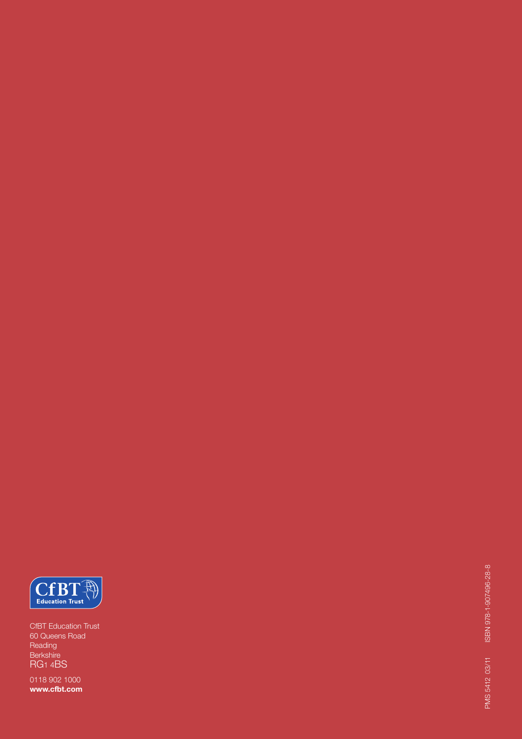CfBT Education Trust
60 Queens Road
Reading
Berkshire
RG1 4BS

0118 902 1000
**www.cfbt.com**

PMS 5412 03/11 ISBN 978-1-907496-28-8